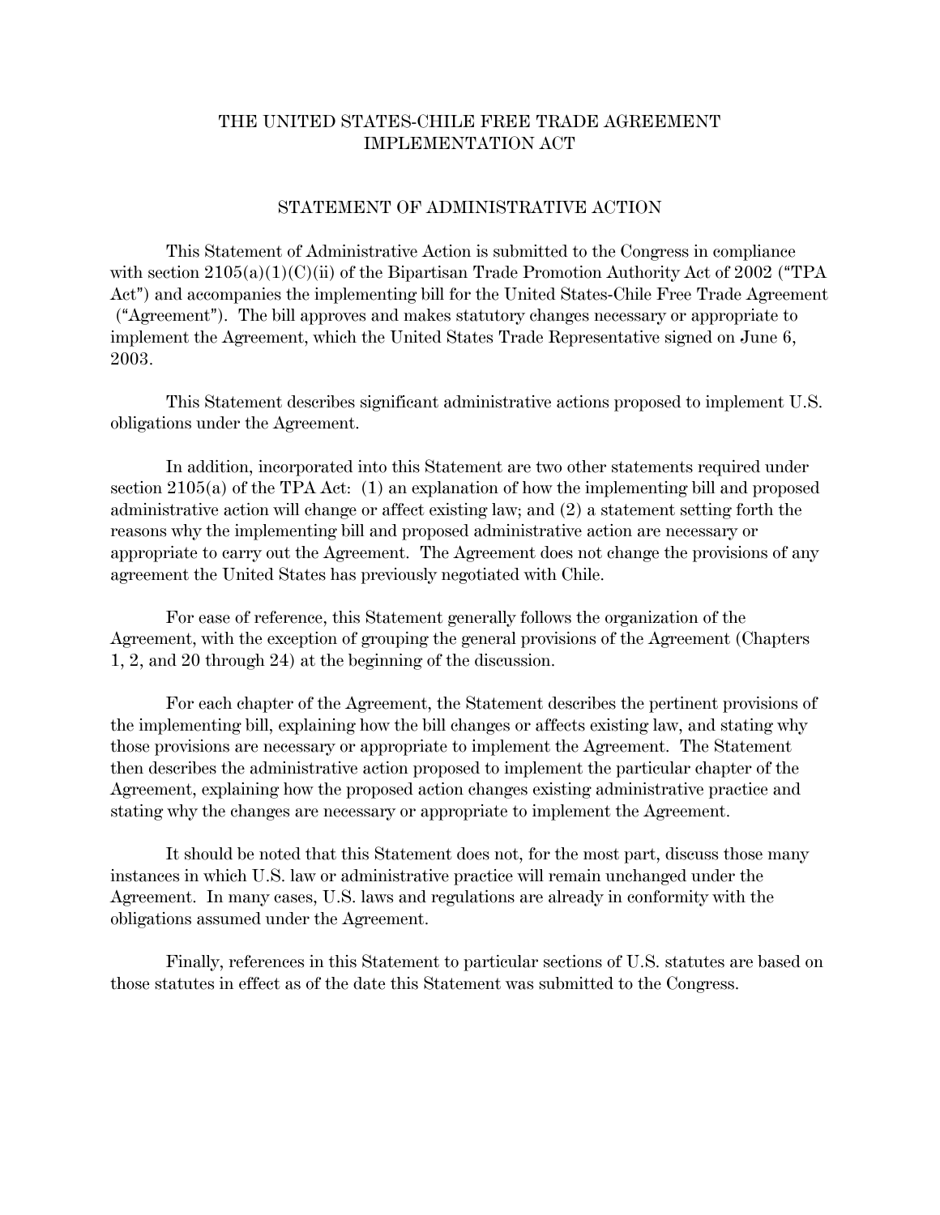# THE UNITED STATES-CHILE FREE TRADE AGREEMENT IMPLEMENTATION ACT

## STATEMENT OF ADMINISTRATIVE ACTION

This Statement of Administrative Action is submitted to the Congress in compliance with section 2105(a)(1)(C)(ii) of the Bipartisan Trade Promotion Authority Act of 2002 ("TPA Act") and accompanies the implementing bill for the United States-Chile Free Trade Agreement ("Agreement"). The bill approves and makes statutory changes necessary or appropriate to implement the Agreement, which the United States Trade Representative signed on June 6, 2003.

This Statement describes significant administrative actions proposed to implement U.S. obligations under the Agreement.

In addition, incorporated into this Statement are two other statements required under section 2105(a) of the TPA Act: (1) an explanation of how the implementing bill and proposed administrative action will change or affect existing law; and (2) a statement setting forth the reasons why the implementing bill and proposed administrative action are necessary or appropriate to carry out the Agreement. The Agreement does not change the provisions of any agreement the United States has previously negotiated with Chile.

For ease of reference, this Statement generally follows the organization of the Agreement, with the exception of grouping the general provisions of the Agreement (Chapters 1, 2, and 20 through 24) at the beginning of the discussion.

For each chapter of the Agreement, the Statement describes the pertinent provisions of the implementing bill, explaining how the bill changes or affects existing law, and stating why those provisions are necessary or appropriate to implement the Agreement. The Statement then describes the administrative action proposed to implement the particular chapter of the Agreement, explaining how the proposed action changes existing administrative practice and stating why the changes are necessary or appropriate to implement the Agreement.

It should be noted that this Statement does not, for the most part, discuss those many instances in which U.S. law or administrative practice will remain unchanged under the Agreement. In many cases, U.S. laws and regulations are already in conformity with the obligations assumed under the Agreement.

Finally, references in this Statement to particular sections of U.S. statutes are based on those statutes in effect as of the date this Statement was submitted to the Congress.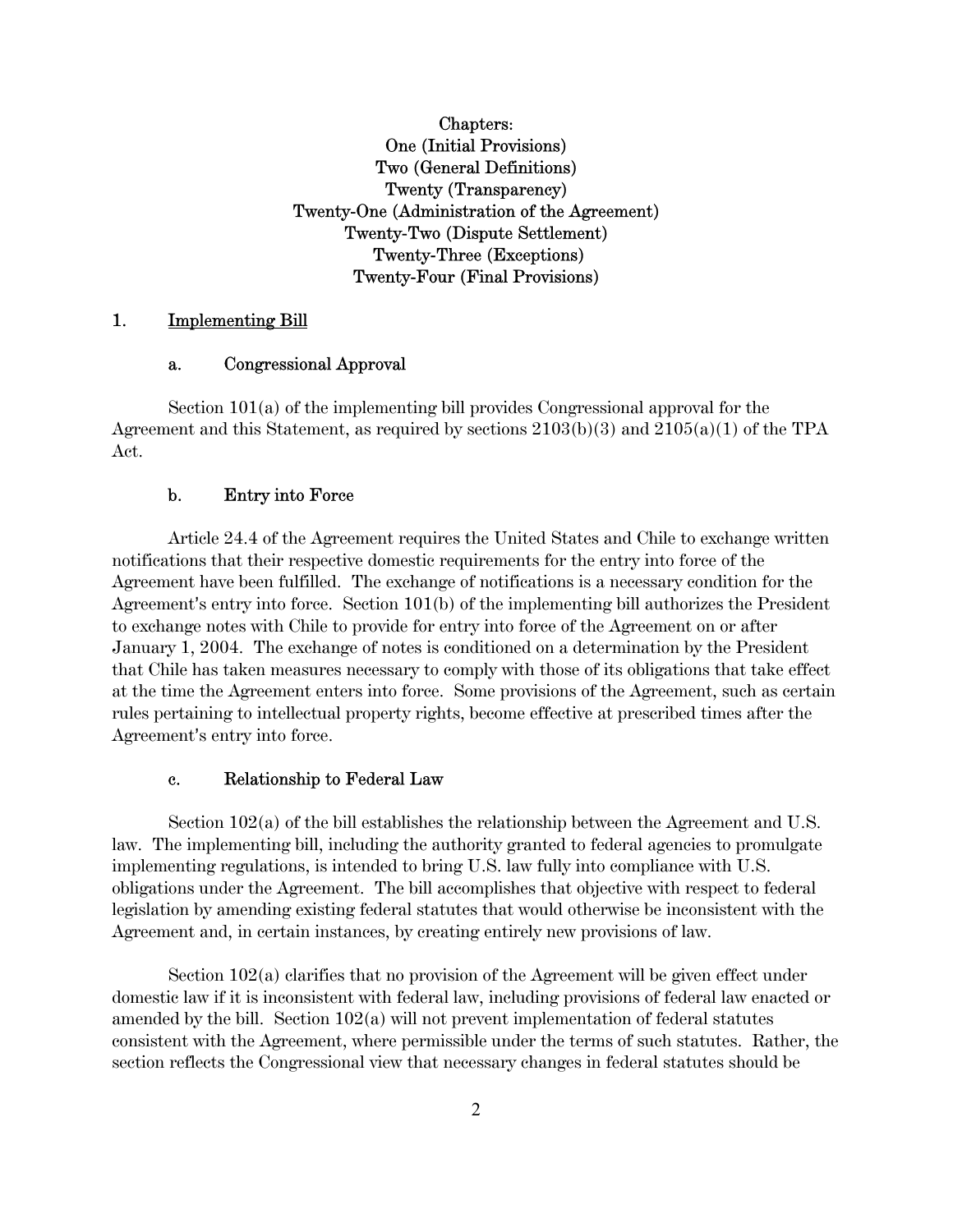Chapters:
One (Initial Provisions)
Two (General Definitions)
Twenty (Transparency)
Twenty-One (Administration of the Agreement)
Twenty-Two (Dispute Settlement)
Twenty-Three (Exceptions)
Twenty-Four (Final Provisions)

## 1. Implementing Bill

### a. Congressional Approval

Section 101(a) of the implementing bill provides Congressional approval for the Agreement and this Statement, as required by sections 2103(b)(3) and 2105(a)(1) of the TPA Act.

### b. Entry into Force

Article 24.4 of the Agreement requires the United States and Chile to exchange written notifications that their respective domestic requirements for the entry into force of the Agreement have been fulfilled. The exchange of notifications is a necessary condition for the Agreement's entry into force. Section 101(b) of the implementing bill authorizes the President to exchange notes with Chile to provide for entry into force of the Agreement on or after January 1, 2004. The exchange of notes is conditioned on a determination by the President that Chile has taken measures necessary to comply with those of its obligations that take effect at the time the Agreement enters into force. Some provisions of the Agreement, such as certain rules pertaining to intellectual property rights, become effective at prescribed times after the Agreement's entry into force.

### c. Relationship to Federal Law

Section 102(a) of the bill establishes the relationship between the Agreement and U.S. law. The implementing bill, including the authority granted to federal agencies to promulgate implementing regulations, is intended to bring U.S. law fully into compliance with U.S. obligations under the Agreement. The bill accomplishes that objective with respect to federal legislation by amending existing federal statutes that would otherwise be inconsistent with the Agreement and, in certain instances, by creating entirely new provisions of law.

Section 102(a) clarifies that no provision of the Agreement will be given effect under domestic law if it is inconsistent with federal law, including provisions of federal law enacted or amended by the bill. Section 102(a) will not prevent implementation of federal statutes consistent with the Agreement, where permissible under the terms of such statutes. Rather, the section reflects the Congressional view that necessary changes in federal statutes should be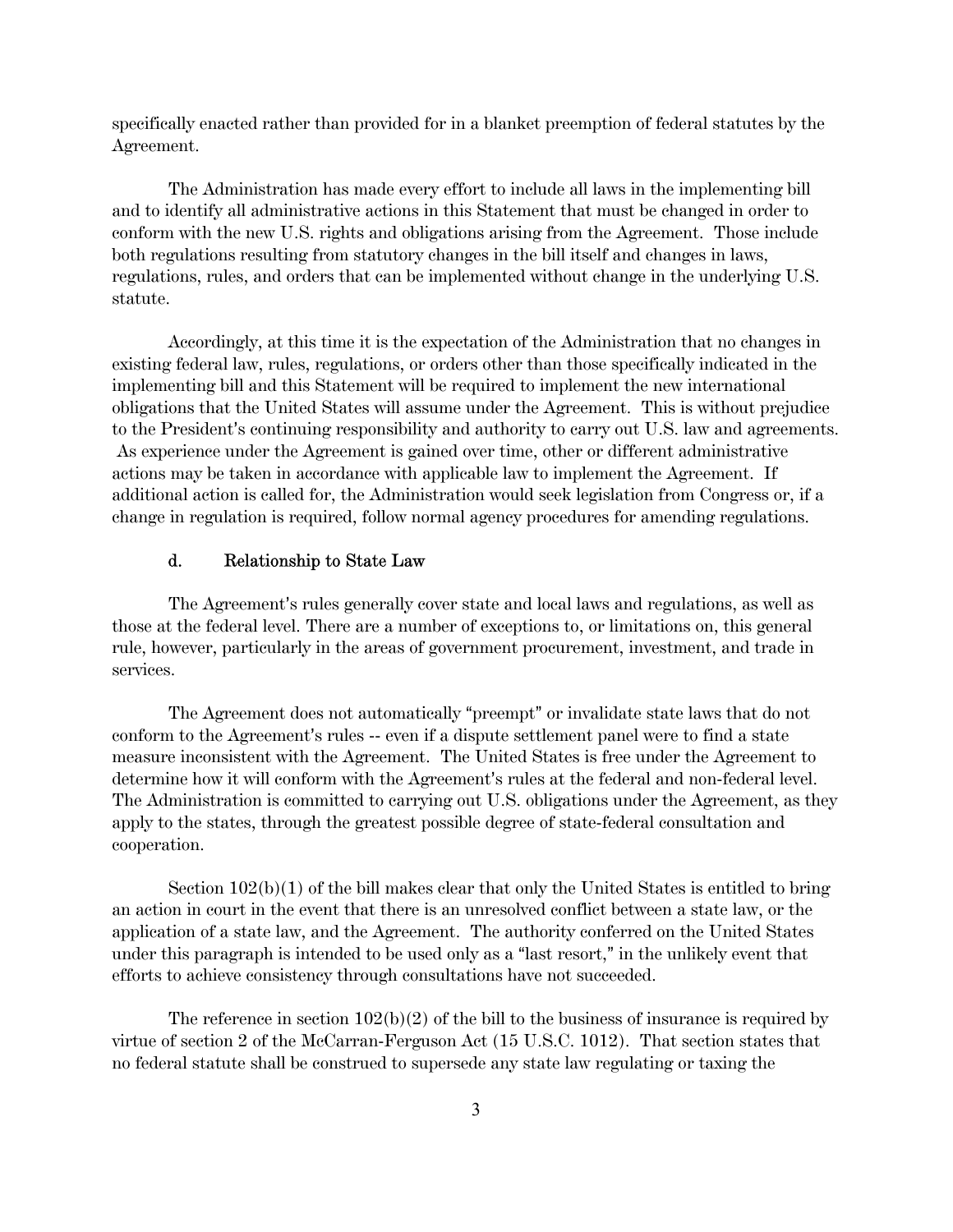specifically enacted rather than provided for in a blanket preemption of federal statutes by the Agreement.

The Administration has made every effort to include all laws in the implementing bill and to identify all administrative actions in this Statement that must be changed in order to conform with the new U.S. rights and obligations arising from the Agreement. Those include both regulations resulting from statutory changes in the bill itself and changes in laws, regulations, rules, and orders that can be implemented without change in the underlying U.S. statute.

Accordingly, at this time it is the expectation of the Administration that no changes in existing federal law, rules, regulations, or orders other than those specifically indicated in the implementing bill and this Statement will be required to implement the new international obligations that the United States will assume under the Agreement. This is without prejudice to the President's continuing responsibility and authority to carry out U.S. law and agreements. As experience under the Agreement is gained over time, other or different administrative actions may be taken in accordance with applicable law to implement the Agreement. If additional action is called for, the Administration would seek legislation from Congress or, if a change in regulation is required, follow normal agency procedures for amending regulations.

### d. Relationship to State Law

The Agreement's rules generally cover state and local laws and regulations, as well as those at the federal level. There are a number of exceptions to, or limitations on, this general rule, however, particularly in the areas of government procurement, investment, and trade in services.

The Agreement does not automatically "preempt" or invalidate state laws that do not conform to the Agreement's rules -- even if a dispute settlement panel were to find a state measure inconsistent with the Agreement. The United States is free under the Agreement to determine how it will conform with the Agreement's rules at the federal and non-federal level. The Administration is committed to carrying out U.S. obligations under the Agreement, as they apply to the states, through the greatest possible degree of state-federal consultation and cooperation.

Section 102(b)(1) of the bill makes clear that only the United States is entitled to bring an action in court in the event that there is an unresolved conflict between a state law, or the application of a state law, and the Agreement. The authority conferred on the United States under this paragraph is intended to be used only as a "last resort," in the unlikely event that efforts to achieve consistency through consultations have not succeeded.

The reference in section 102(b)(2) of the bill to the business of insurance is required by virtue of section 2 of the McCarran-Ferguson Act (15 U.S.C. 1012). That section states that no federal statute shall be construed to supersede any state law regulating or taxing the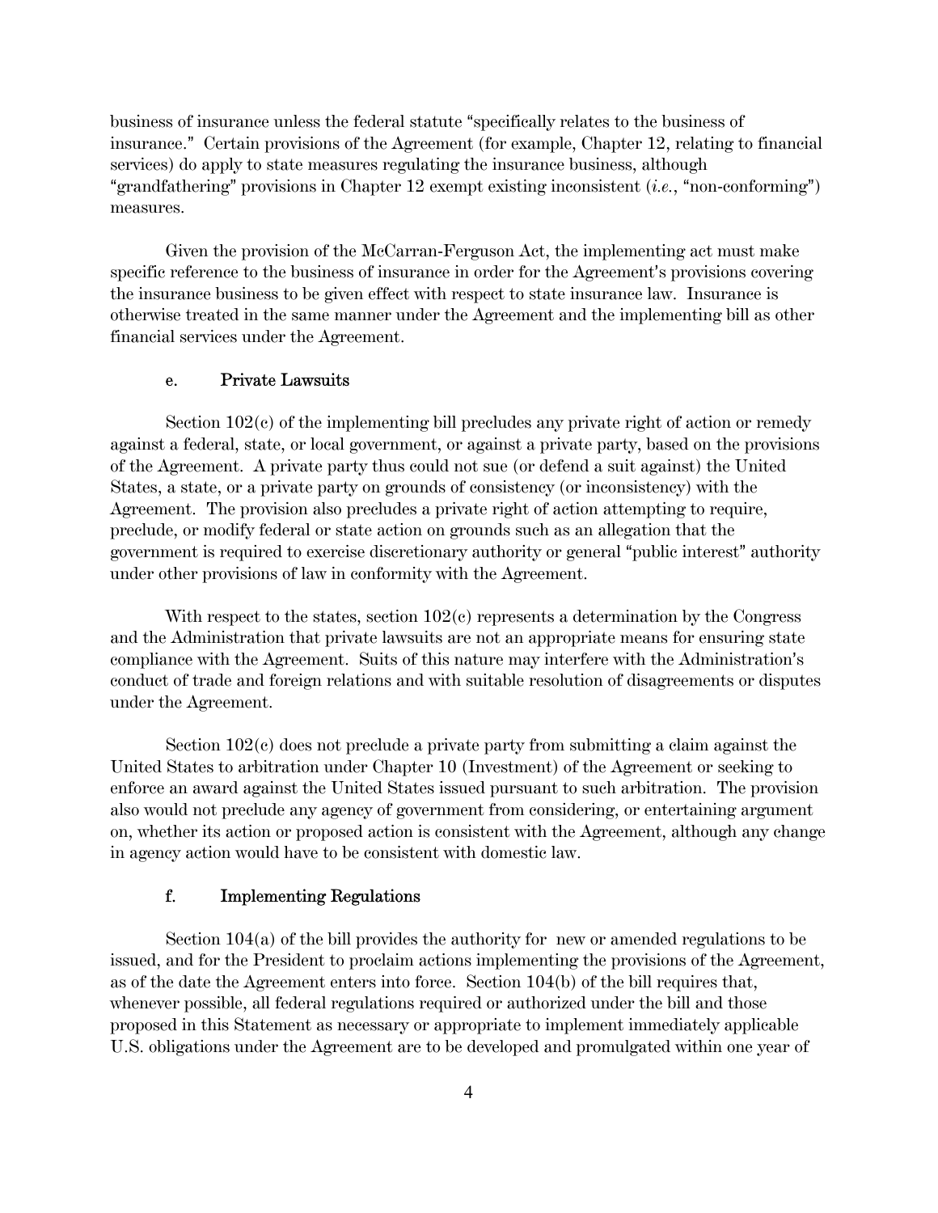business of insurance unless the federal statute "specifically relates to the business of insurance." Certain provisions of the Agreement (for example, Chapter 12, relating to financial services) do apply to state measures regulating the insurance business, although "grandfathering" provisions in Chapter 12 exempt existing inconsistent (*i.e.*, "non-conforming") measures.

Given the provision of the McCarran-Ferguson Act, the implementing act must make specific reference to the business of insurance in order for the Agreement's provisions covering the insurance business to be given effect with respect to state insurance law. Insurance is otherwise treated in the same manner under the Agreement and the implementing bill as other financial services under the Agreement.

### e. Private Lawsuits

Section 102(c) of the implementing bill precludes any private right of action or remedy against a federal, state, or local government, or against a private party, based on the provisions of the Agreement. A private party thus could not sue (or defend a suit against) the United States, a state, or a private party on grounds of consistency (or inconsistency) with the Agreement. The provision also precludes a private right of action attempting to require, preclude, or modify federal or state action on grounds such as an allegation that the government is required to exercise discretionary authority or general "public interest" authority under other provisions of law in conformity with the Agreement.

With respect to the states, section 102(c) represents a determination by the Congress and the Administration that private lawsuits are not an appropriate means for ensuring state compliance with the Agreement. Suits of this nature may interfere with the Administration's conduct of trade and foreign relations and with suitable resolution of disagreements or disputes under the Agreement.

Section 102(c) does not preclude a private party from submitting a claim against the United States to arbitration under Chapter 10 (Investment) of the Agreement or seeking to enforce an award against the United States issued pursuant to such arbitration. The provision also would not preclude any agency of government from considering, or entertaining argument on, whether its action or proposed action is consistent with the Agreement, although any change in agency action would have to be consistent with domestic law.

### f. Implementing Regulations

Section 104(a) of the bill provides the authority for new or amended regulations to be issued, and for the President to proclaim actions implementing the provisions of the Agreement, as of the date the Agreement enters into force. Section 104(b) of the bill requires that, whenever possible, all federal regulations required or authorized under the bill and those proposed in this Statement as necessary or appropriate to implement immediately applicable U.S. obligations under the Agreement are to be developed and promulgated within one year of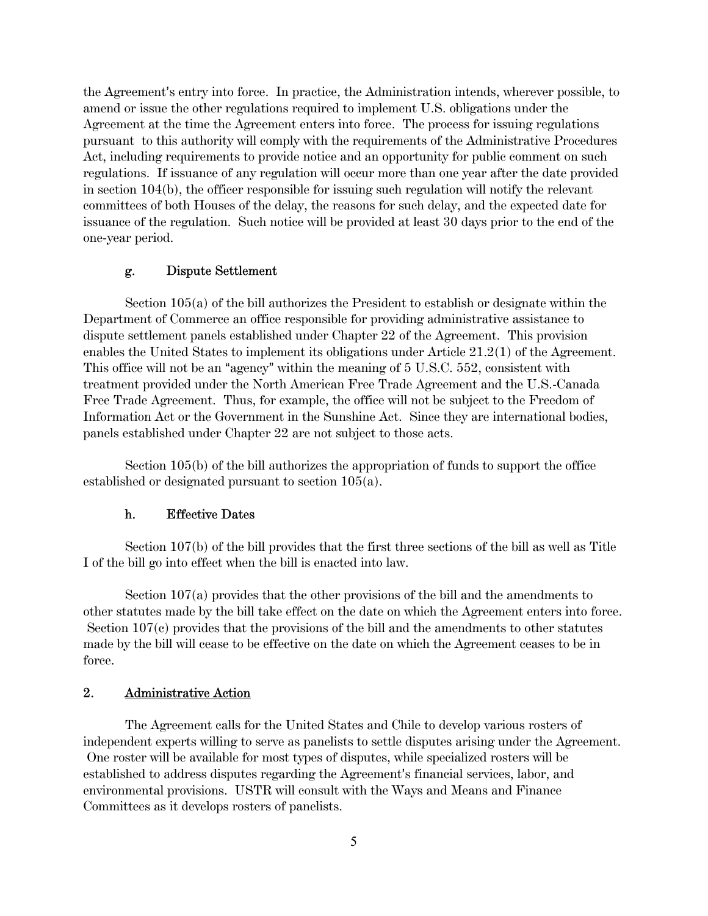the Agreement's entry into force. In practice, the Administration intends, wherever possible, to amend or issue the other regulations required to implement U.S. obligations under the Agreement at the time the Agreement enters into force. The process for issuing regulations pursuant to this authority will comply with the requirements of the Administrative Procedures Act, including requirements to provide notice and an opportunity for public comment on such regulations. If issuance of any regulation will occur more than one year after the date provided in section 104(b), the officer responsible for issuing such regulation will notify the relevant committees of both Houses of the delay, the reasons for such delay, and the expected date for issuance of the regulation. Such notice will be provided at least 30 days prior to the end of the one-year period.

### g. Dispute Settlement

Section 105(a) of the bill authorizes the President to establish or designate within the Department of Commerce an office responsible for providing administrative assistance to dispute settlement panels established under Chapter 22 of the Agreement. This provision enables the United States to implement its obligations under Article 21.2(1) of the Agreement. This office will not be an "agency" within the meaning of 5 U.S.C. 552, consistent with treatment provided under the North American Free Trade Agreement and the U.S.-Canada Free Trade Agreement. Thus, for example, the office will not be subject to the Freedom of Information Act or the Government in the Sunshine Act. Since they are international bodies, panels established under Chapter 22 are not subject to those acts.

Section 105(b) of the bill authorizes the appropriation of funds to support the office established or designated pursuant to section 105(a).

### h. Effective Dates

Section 107(b) of the bill provides that the first three sections of the bill as well as Title I of the bill go into effect when the bill is enacted into law.

Section 107(a) provides that the other provisions of the bill and the amendments to other statutes made by the bill take effect on the date on which the Agreement enters into force. Section 107(c) provides that the provisions of the bill and the amendments to other statutes made by the bill will cease to be effective on the date on which the Agreement ceases to be in force.

## 2. Administrative Action

The Agreement calls for the United States and Chile to develop various rosters of independent experts willing to serve as panelists to settle disputes arising under the Agreement. One roster will be available for most types of disputes, while specialized rosters will be established to address disputes regarding the Agreement's financial services, labor, and environmental provisions. USTR will consult with the Ways and Means and Finance Committees as it develops rosters of panelists.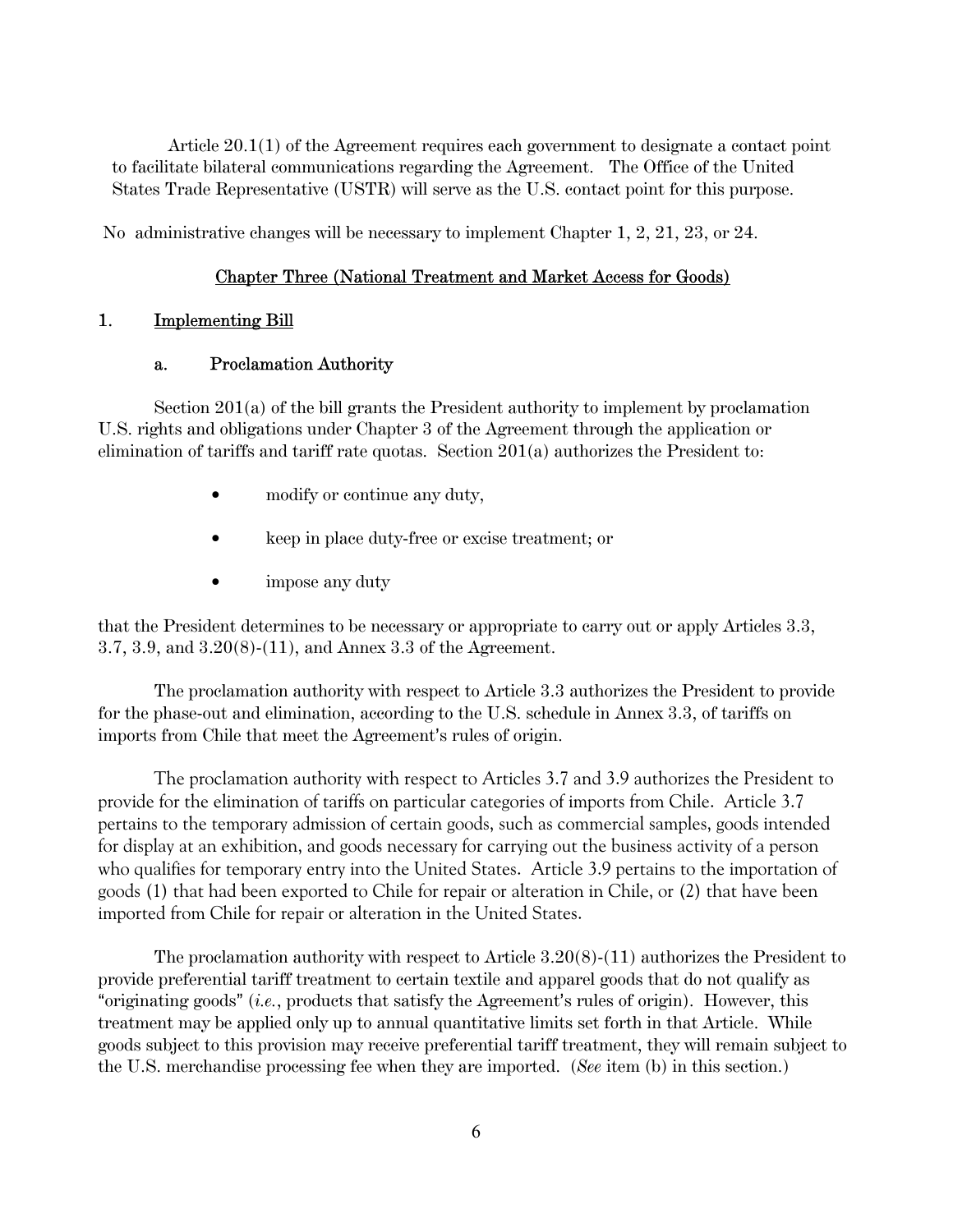Article 20.1(1) of the Agreement requires each government to designate a contact point to facilitate bilateral communications regarding the Agreement. The Office of the United States Trade Representative (USTR) will serve as the U.S. contact point for this purpose.

No administrative changes will be necessary to implement Chapter 1, 2, 21, 23, or 24.

## Chapter Three (National Treatment and Market Access for Goods)

### 1. Implementing Bill

#### a. Proclamation Authority

Section 201(a) of the bill grants the President authority to implement by proclamation U.S. rights and obligations under Chapter 3 of the Agreement through the application or elimination of tariffs and tariff rate quotas. Section 201(a) authorizes the President to:

- modify or continue any duty,
- keep in place duty-free or excise treatment; or
- impose any duty

that the President determines to be necessary or appropriate to carry out or apply Articles 3.3, 3.7, 3.9, and 3.20(8)-(11), and Annex 3.3 of the Agreement.

The proclamation authority with respect to Article 3.3 authorizes the President to provide for the phase-out and elimination, according to the U.S. schedule in Annex 3.3, of tariffs on imports from Chile that meet the Agreement's rules of origin.

The proclamation authority with respect to Articles 3.7 and 3.9 authorizes the President to provide for the elimination of tariffs on particular categories of imports from Chile. Article 3.7 pertains to the temporary admission of certain goods, such as commercial samples, goods intended for display at an exhibition, and goods necessary for carrying out the business activity of a person who qualifies for temporary entry into the United States. Article 3.9 pertains to the importation of goods (1) that had been exported to Chile for repair or alteration in Chile, or (2) that have been imported from Chile for repair or alteration in the United States.

The proclamation authority with respect to Article 3.20(8)-(11) authorizes the President to provide preferential tariff treatment to certain textile and apparel goods that do not qualify as "originating goods" (*i.e.*, products that satisfy the Agreement's rules of origin). However, this treatment may be applied only up to annual quantitative limits set forth in that Article. While goods subject to this provision may receive preferential tariff treatment, they will remain subject to the U.S. merchandise processing fee when they are imported. (*See* item (b) in this section.)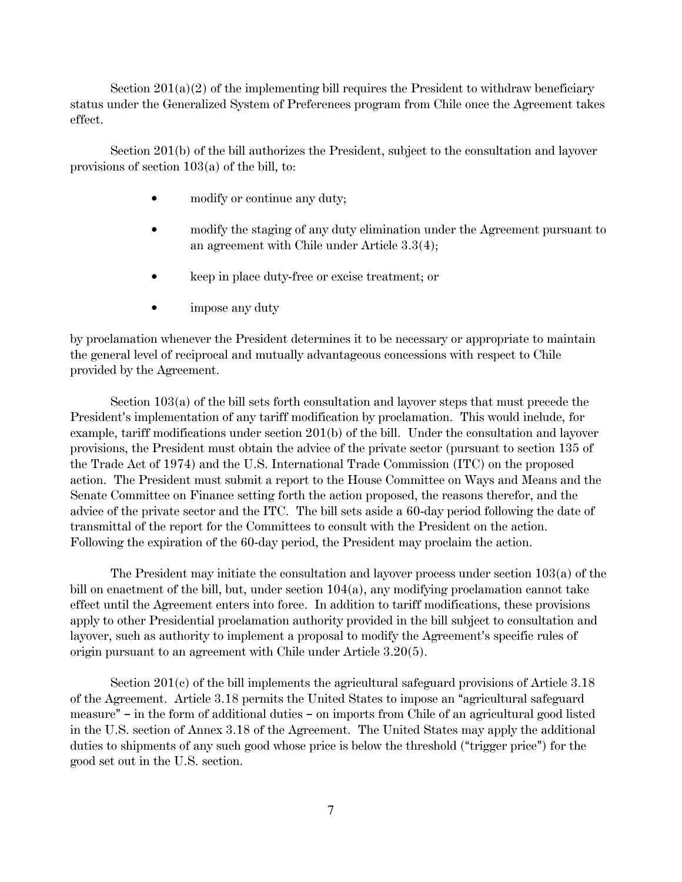Section 201(a)(2) of the implementing bill requires the President to withdraw beneficiary status under the Generalized System of Preferences program from Chile once the Agreement takes effect.

Section 201(b) of the bill authorizes the President, subject to the consultation and layover provisions of section 103(a) of the bill, to:

- modify or continue any duty;
- modify the staging of any duty elimination under the Agreement pursuant to an agreement with Chile under Article 3.3(4);
- keep in place duty-free or excise treatment; or
- impose any duty

by proclamation whenever the President determines it to be necessary or appropriate to maintain the general level of reciprocal and mutually advantageous concessions with respect to Chile provided by the Agreement.

Section 103(a) of the bill sets forth consultation and layover steps that must precede the President's implementation of any tariff modification by proclamation. This would include, for example, tariff modifications under section 201(b) of the bill. Under the consultation and layover provisions, the President must obtain the advice of the private sector (pursuant to section 135 of the Trade Act of 1974) and the U.S. International Trade Commission (ITC) on the proposed action. The President must submit a report to the House Committee on Ways and Means and the Senate Committee on Finance setting forth the action proposed, the reasons therefor, and the advice of the private sector and the ITC. The bill sets aside a 60-day period following the date of transmittal of the report for the Committees to consult with the President on the action. Following the expiration of the 60-day period, the President may proclaim the action.

The President may initiate the consultation and layover process under section 103(a) of the bill on enactment of the bill, but, under section 104(a), any modifying proclamation cannot take effect until the Agreement enters into force. In addition to tariff modifications, these provisions apply to other Presidential proclamation authority provided in the bill subject to consultation and layover, such as authority to implement a proposal to modify the Agreement's specific rules of origin pursuant to an agreement with Chile under Article 3.20(5).

Section 201(c) of the bill implements the agricultural safeguard provisions of Article 3.18 of the Agreement. Article 3.18 permits the United States to impose an "agricultural safeguard measure" – in the form of additional duties – on imports from Chile of an agricultural good listed in the U.S. section of Annex 3.18 of the Agreement. The United States may apply the additional duties to shipments of any such good whose price is below the threshold ("trigger price") for the good set out in the U.S. section.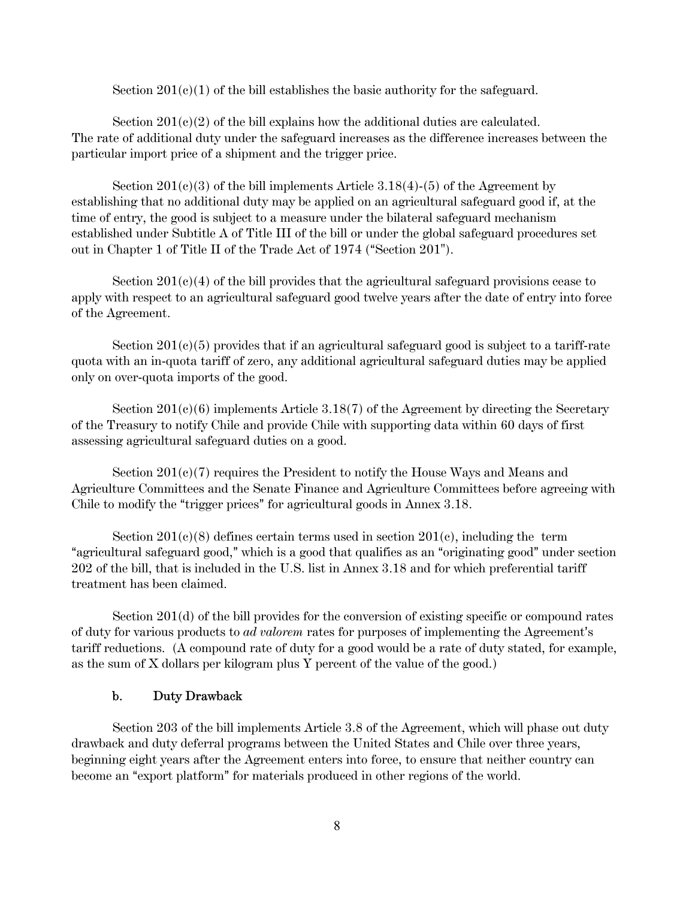Section 201(c)(1) of the bill establishes the basic authority for the safeguard.

Section 201(c)(2) of the bill explains how the additional duties are calculated. The rate of additional duty under the safeguard increases as the difference increases between the particular import price of a shipment and the trigger price.

Section 201(c)(3) of the bill implements Article 3.18(4)-(5) of the Agreement by establishing that no additional duty may be applied on an agricultural safeguard good if, at the time of entry, the good is subject to a measure under the bilateral safeguard mechanism established under Subtitle A of Title III of the bill or under the global safeguard procedures set out in Chapter 1 of Title II of the Trade Act of 1974 ("Section 201").

Section 201(c)(4) of the bill provides that the agricultural safeguard provisions cease to apply with respect to an agricultural safeguard good twelve years after the date of entry into force of the Agreement.

Section 201(c)(5) provides that if an agricultural safeguard good is subject to a tariff-rate quota with an in-quota tariff of zero, any additional agricultural safeguard duties may be applied only on over-quota imports of the good.

Section 201(c)(6) implements Article 3.18(7) of the Agreement by directing the Secretary of the Treasury to notify Chile and provide Chile with supporting data within 60 days of first assessing agricultural safeguard duties on a good.

Section 201(c)(7) requires the President to notify the House Ways and Means and Agriculture Committees and the Senate Finance and Agriculture Committees before agreeing with Chile to modify the "trigger prices" for agricultural goods in Annex 3.18.

Section 201(c)(8) defines certain terms used in section 201(c), including the term "agricultural safeguard good," which is a good that qualifies as an "originating good" under section 202 of the bill, that is included in the U.S. list in Annex 3.18 and for which preferential tariff treatment has been claimed.

Section 201(d) of the bill provides for the conversion of existing specific or compound rates of duty for various products to *ad valorem* rates for purposes of implementing the Agreement's tariff reductions. (A compound rate of duty for a good would be a rate of duty stated, for example, as the sum of X dollars per kilogram plus Y percent of the value of the good.)

### b. Duty Drawback

Section 203 of the bill implements Article 3.8 of the Agreement, which will phase out duty drawback and duty deferral programs between the United States and Chile over three years, beginning eight years after the Agreement enters into force, to ensure that neither country can become an "export platform" for materials produced in other regions of the world.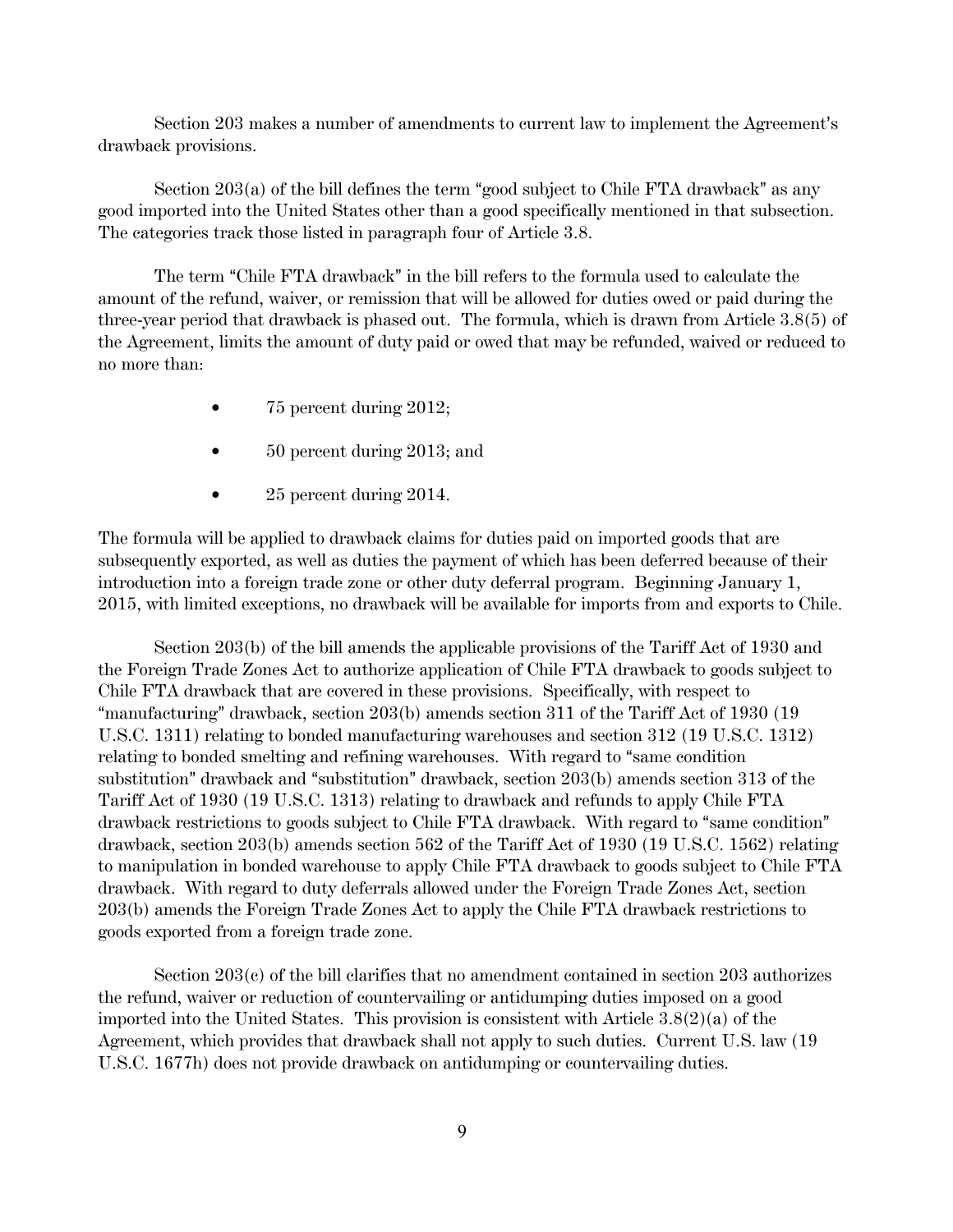Section 203 makes a number of amendments to current law to implement the Agreement's drawback provisions.

Section 203(a) of the bill defines the term "good subject to Chile FTA drawback" as any good imported into the United States other than a good specifically mentioned in that subsection. The categories track those listed in paragraph four of Article 3.8.

The term "Chile FTA drawback" in the bill refers to the formula used to calculate the amount of the refund, waiver, or remission that will be allowed for duties owed or paid during the three-year period that drawback is phased out. The formula, which is drawn from Article 3.8(5) of the Agreement, limits the amount of duty paid or owed that may be refunded, waived or reduced to no more than:

- 75 percent during 2012;
- 50 percent during 2013; and
- 25 percent during 2014.

The formula will be applied to drawback claims for duties paid on imported goods that are subsequently exported, as well as duties the payment of which has been deferred because of their introduction into a foreign trade zone or other duty deferral program. Beginning January 1, 2015, with limited exceptions, no drawback will be available for imports from and exports to Chile.

Section 203(b) of the bill amends the applicable provisions of the Tariff Act of 1930 and the Foreign Trade Zones Act to authorize application of Chile FTA drawback to goods subject to Chile FTA drawback that are covered in these provisions. Specifically, with respect to "manufacturing" drawback, section 203(b) amends section 311 of the Tariff Act of 1930 (19 U.S.C. 1311) relating to bonded manufacturing warehouses and section 312 (19 U.S.C. 1312) relating to bonded smelting and refining warehouses. With regard to "same condition substitution" drawback and "substitution" drawback, section 203(b) amends section 313 of the Tariff Act of 1930 (19 U.S.C. 1313) relating to drawback and refunds to apply Chile FTA drawback restrictions to goods subject to Chile FTA drawback. With regard to "same condition" drawback, section 203(b) amends section 562 of the Tariff Act of 1930 (19 U.S.C. 1562) relating to manipulation in bonded warehouse to apply Chile FTA drawback to goods subject to Chile FTA drawback. With regard to duty deferrals allowed under the Foreign Trade Zones Act, section 203(b) amends the Foreign Trade Zones Act to apply the Chile FTA drawback restrictions to goods exported from a foreign trade zone.

Section 203(c) of the bill clarifies that no amendment contained in section 203 authorizes the refund, waiver or reduction of countervailing or antidumping duties imposed on a good imported into the United States. This provision is consistent with Article 3.8(2)(a) of the Agreement, which provides that drawback shall not apply to such duties. Current U.S. law (19 U.S.C. 1677h) does not provide drawback on antidumping or countervailing duties.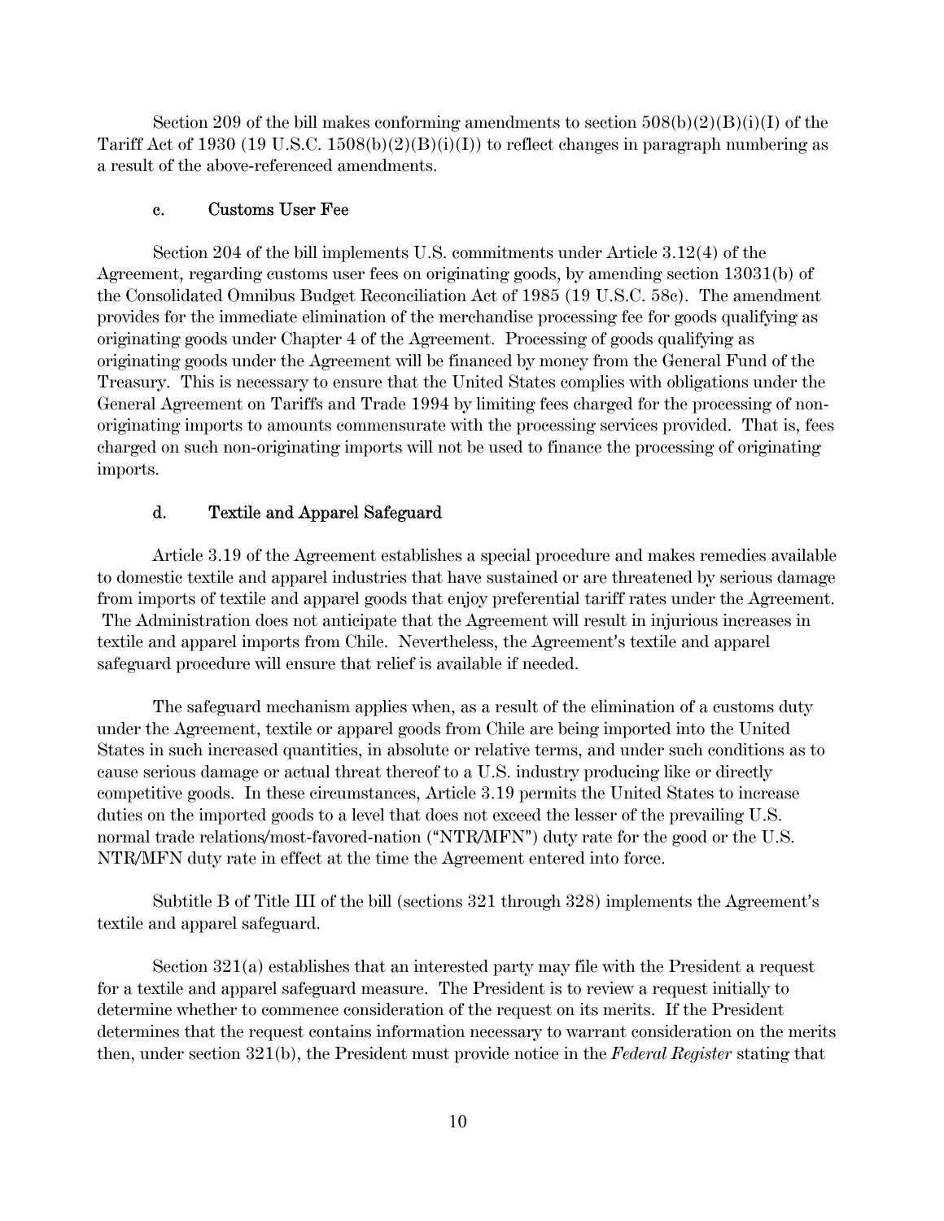Section 209 of the bill makes conforming amendments to section 508(b)(2)(B)(i)(I) of the Tariff Act of 1930 (19 U.S.C. 1508(b)(2)(B)(i)(I)) to reflect changes in paragraph numbering as a result of the above-referenced amendments.

### c. Customs User Fee

Section 204 of the bill implements U.S. commitments under Article 3.12(4) of the Agreement, regarding customs user fees on originating goods, by amending section 13031(b) of the Consolidated Omnibus Budget Reconciliation Act of 1985 (19 U.S.C. 58c). The amendment provides for the immediate elimination of the merchandise processing fee for goods qualifying as originating goods under Chapter 4 of the Agreement. Processing of goods qualifying as originating goods under the Agreement will be financed by money from the General Fund of the Treasury. This is necessary to ensure that the United States complies with obligations under the General Agreement on Tariffs and Trade 1994 by limiting fees charged for the processing of non-originating imports to amounts commensurate with the processing services provided. That is, fees charged on such non-originating imports will not be used to finance the processing of originating imports.

### d. Textile and Apparel Safeguard

Article 3.19 of the Agreement establishes a special procedure and makes remedies available to domestic textile and apparel industries that have sustained or are threatened by serious damage from imports of textile and apparel goods that enjoy preferential tariff rates under the Agreement. The Administration does not anticipate that the Agreement will result in injurious increases in textile and apparel imports from Chile. Nevertheless, the Agreement's textile and apparel safeguard procedure will ensure that relief is available if needed.

The safeguard mechanism applies when, as a result of the elimination of a customs duty under the Agreement, textile or apparel goods from Chile are being imported into the United States in such increased quantities, in absolute or relative terms, and under such conditions as to cause serious damage or actual threat thereof to a U.S. industry producing like or directly competitive goods. In these circumstances, Article 3.19 permits the United States to increase duties on the imported goods to a level that does not exceed the lesser of the prevailing U.S. normal trade relations/most-favored-nation ("NTR/MFN") duty rate for the good or the U.S. NTR/MFN duty rate in effect at the time the Agreement entered into force.

Subtitle B of Title III of the bill (sections 321 through 328) implements the Agreement's textile and apparel safeguard.

Section 321(a) establishes that an interested party may file with the President a request for a textile and apparel safeguard measure. The President is to review a request initially to determine whether to commence consideration of the request on its merits. If the President determines that the request contains information necessary to warrant consideration on the merits then, under section 321(b), the President must provide notice in the *Federal Register* stating that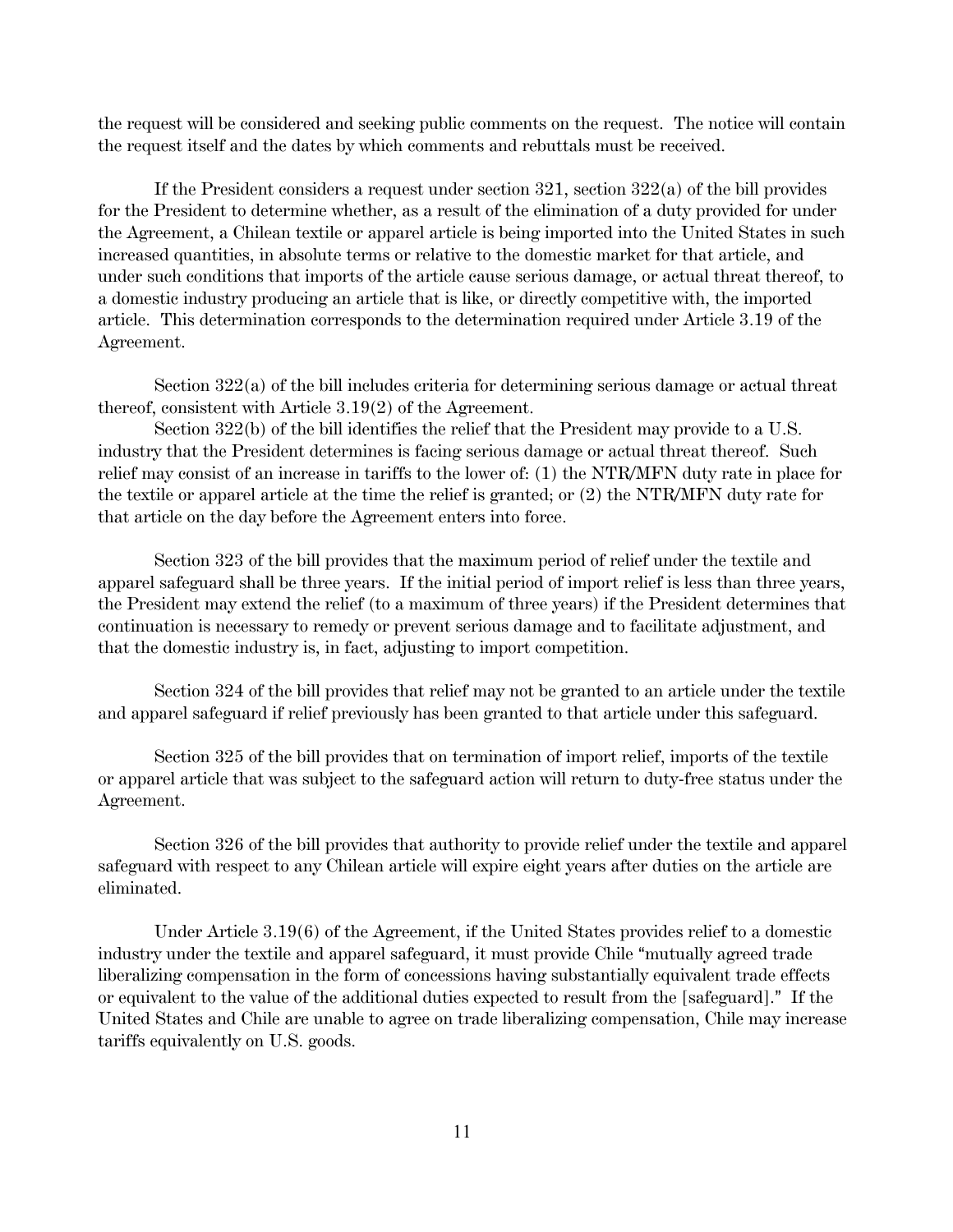the request will be considered and seeking public comments on the request. The notice will contain the request itself and the dates by which comments and rebuttals must be received.

If the President considers a request under section 321, section 322(a) of the bill provides for the President to determine whether, as a result of the elimination of a duty provided for under the Agreement, a Chilean textile or apparel article is being imported into the United States in such increased quantities, in absolute terms or relative to the domestic market for that article, and under such conditions that imports of the article cause serious damage, or actual threat thereof, to a domestic industry producing an article that is like, or directly competitive with, the imported article. This determination corresponds to the determination required under Article 3.19 of the Agreement.

Section 322(a) of the bill includes criteria for determining serious damage or actual threat thereof, consistent with Article 3.19(2) of the Agreement.

Section 322(b) of the bill identifies the relief that the President may provide to a U.S. industry that the President determines is facing serious damage or actual threat thereof. Such relief may consist of an increase in tariffs to the lower of: (1) the NTR/MFN duty rate in place for the textile or apparel article at the time the relief is granted; or (2) the NTR/MFN duty rate for that article on the day before the Agreement enters into force.

Section 323 of the bill provides that the maximum period of relief under the textile and apparel safeguard shall be three years. If the initial period of import relief is less than three years, the President may extend the relief (to a maximum of three years) if the President determines that continuation is necessary to remedy or prevent serious damage and to facilitate adjustment, and that the domestic industry is, in fact, adjusting to import competition.

Section 324 of the bill provides that relief may not be granted to an article under the textile and apparel safeguard if relief previously has been granted to that article under this safeguard.

Section 325 of the bill provides that on termination of import relief, imports of the textile or apparel article that was subject to the safeguard action will return to duty-free status under the Agreement.

Section 326 of the bill provides that authority to provide relief under the textile and apparel safeguard with respect to any Chilean article will expire eight years after duties on the article are eliminated.

Under Article 3.19(6) of the Agreement, if the United States provides relief to a domestic industry under the textile and apparel safeguard, it must provide Chile "mutually agreed trade liberalizing compensation in the form of concessions having substantially equivalent trade effects or equivalent to the value of the additional duties expected to result from the [safeguard]." If the United States and Chile are unable to agree on trade liberalizing compensation, Chile may increase tariffs equivalently on U.S. goods.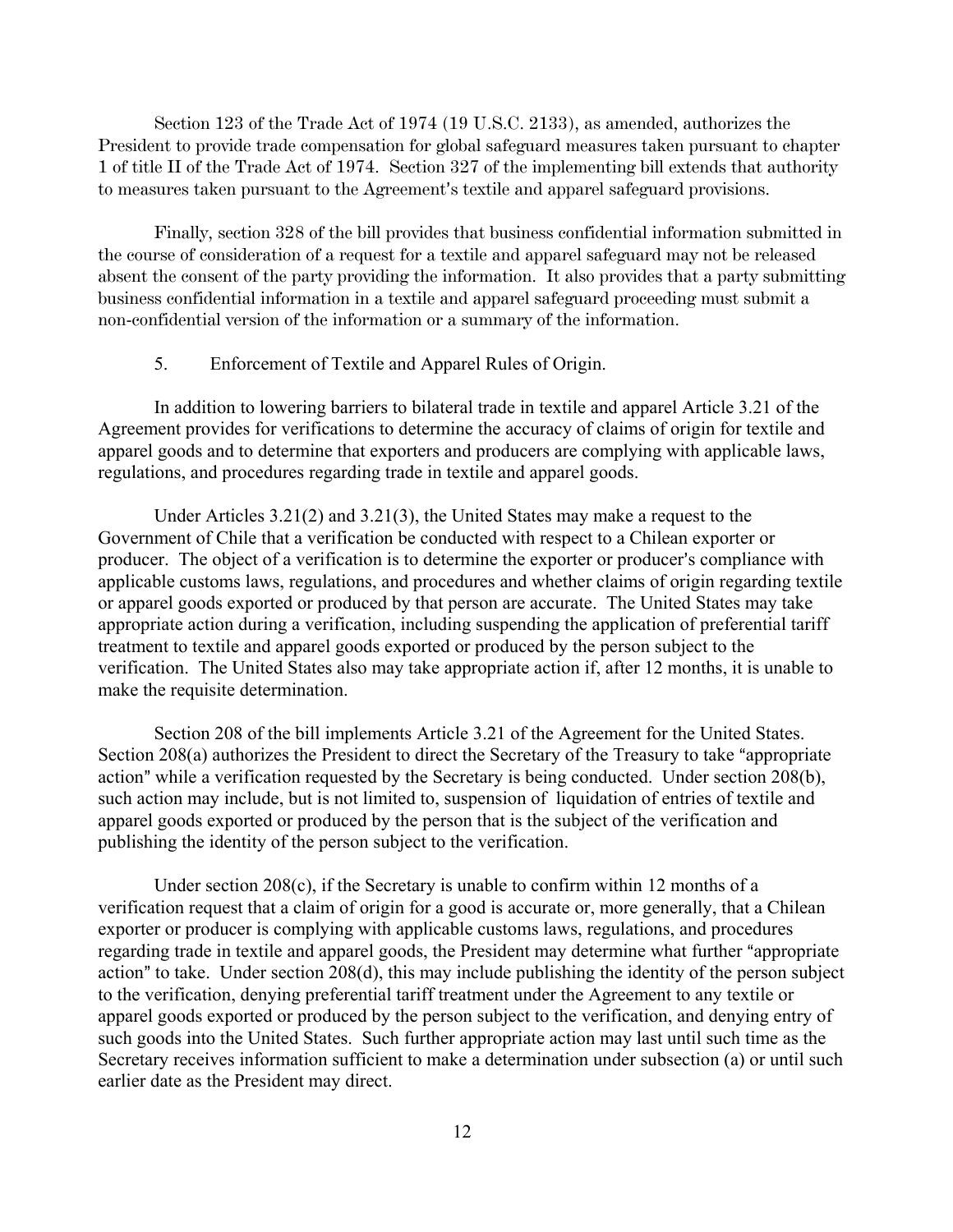Section 123 of the Trade Act of 1974 (19 U.S.C. 2133), as amended, authorizes the President to provide trade compensation for global safeguard measures taken pursuant to chapter 1 of title II of the Trade Act of 1974. Section 327 of the implementing bill extends that authority to measures taken pursuant to the Agreement's textile and apparel safeguard provisions.

Finally, section 328 of the bill provides that business confidential information submitted in the course of consideration of a request for a textile and apparel safeguard may not be released absent the consent of the party providing the information. It also provides that a party submitting business confidential information in a textile and apparel safeguard proceeding must submit a non-confidential version of the information or a summary of the information.

5. Enforcement of Textile and Apparel Rules of Origin.

In addition to lowering barriers to bilateral trade in textile and apparel Article 3.21 of the Agreement provides for verifications to determine the accuracy of claims of origin for textile and apparel goods and to determine that exporters and producers are complying with applicable laws, regulations, and procedures regarding trade in textile and apparel goods.

Under Articles 3.21(2) and 3.21(3), the United States may make a request to the Government of Chile that a verification be conducted with respect to a Chilean exporter or producer. The object of a verification is to determine the exporter or producer's compliance with applicable customs laws, regulations, and procedures and whether claims of origin regarding textile or apparel goods exported or produced by that person are accurate. The United States may take appropriate action during a verification, including suspending the application of preferential tariff treatment to textile and apparel goods exported or produced by the person subject to the verification. The United States also may take appropriate action if, after 12 months, it is unable to make the requisite determination.

Section 208 of the bill implements Article 3.21 of the Agreement for the United States. Section 208(a) authorizes the President to direct the Secretary of the Treasury to take "appropriate action" while a verification requested by the Secretary is being conducted. Under section 208(b), such action may include, but is not limited to, suspension of liquidation of entries of textile and apparel goods exported or produced by the person that is the subject of the verification and publishing the identity of the person subject to the verification.

Under section 208(c), if the Secretary is unable to confirm within 12 months of a verification request that a claim of origin for a good is accurate or, more generally, that a Chilean exporter or producer is complying with applicable customs laws, regulations, and procedures regarding trade in textile and apparel goods, the President may determine what further "appropriate action" to take. Under section 208(d), this may include publishing the identity of the person subject to the verification, denying preferential tariff treatment under the Agreement to any textile or apparel goods exported or produced by the person subject to the verification, and denying entry of such goods into the United States. Such further appropriate action may last until such time as the Secretary receives information sufficient to make a determination under subsection (a) or until such earlier date as the President may direct.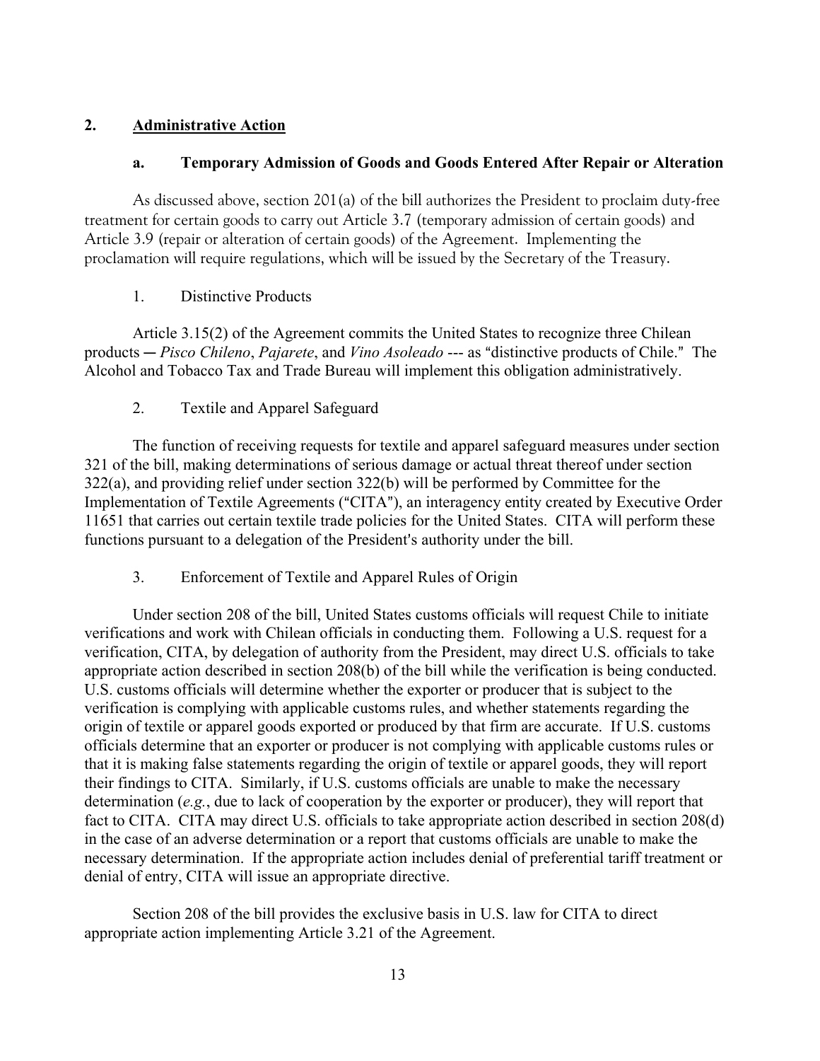## 2. Administrative Action

### a. Temporary Admission of Goods and Goods Entered After Repair or Alteration

As discussed above, section 201(a) of the bill authorizes the President to proclaim duty-free treatment for certain goods to carry out Article 3.7 (temporary admission of certain goods) and Article 3.9 (repair or alteration of certain goods) of the Agreement. Implementing the proclamation will require regulations, which will be issued by the Secretary of the Treasury.

1. Distinctive Products

Article 3.15(2) of the Agreement commits the United States to recognize three Chilean products ― *Pisco Chileno*, *Pajarete*, and *Vino Asoleado* --- as "distinctive products of Chile." The Alcohol and Tobacco Tax and Trade Bureau will implement this obligation administratively.

2. Textile and Apparel Safeguard

The function of receiving requests for textile and apparel safeguard measures under section 321 of the bill, making determinations of serious damage or actual threat thereof under section 322(a), and providing relief under section 322(b) will be performed by Committee for the Implementation of Textile Agreements ("CITA"), an interagency entity created by Executive Order 11651 that carries out certain textile trade policies for the United States. CITA will perform these functions pursuant to a delegation of the President's authority under the bill.

3. Enforcement of Textile and Apparel Rules of Origin

Under section 208 of the bill, United States customs officials will request Chile to initiate verifications and work with Chilean officials in conducting them. Following a U.S. request for a verification, CITA, by delegation of authority from the President, may direct U.S. officials to take appropriate action described in section 208(b) of the bill while the verification is being conducted. U.S. customs officials will determine whether the exporter or producer that is subject to the verification is complying with applicable customs rules, and whether statements regarding the origin of textile or apparel goods exported or produced by that firm are accurate. If U.S. customs officials determine that an exporter or producer is not complying with applicable customs rules or that it is making false statements regarding the origin of textile or apparel goods, they will report their findings to CITA. Similarly, if U.S. customs officials are unable to make the necessary determination (*e.g.*, due to lack of cooperation by the exporter or producer), they will report that fact to CITA. CITA may direct U.S. officials to take appropriate action described in section 208(d) in the case of an adverse determination or a report that customs officials are unable to make the necessary determination. If the appropriate action includes denial of preferential tariff treatment or denial of entry, CITA will issue an appropriate directive.

Section 208 of the bill provides the exclusive basis in U.S. law for CITA to direct appropriate action implementing Article 3.21 of the Agreement.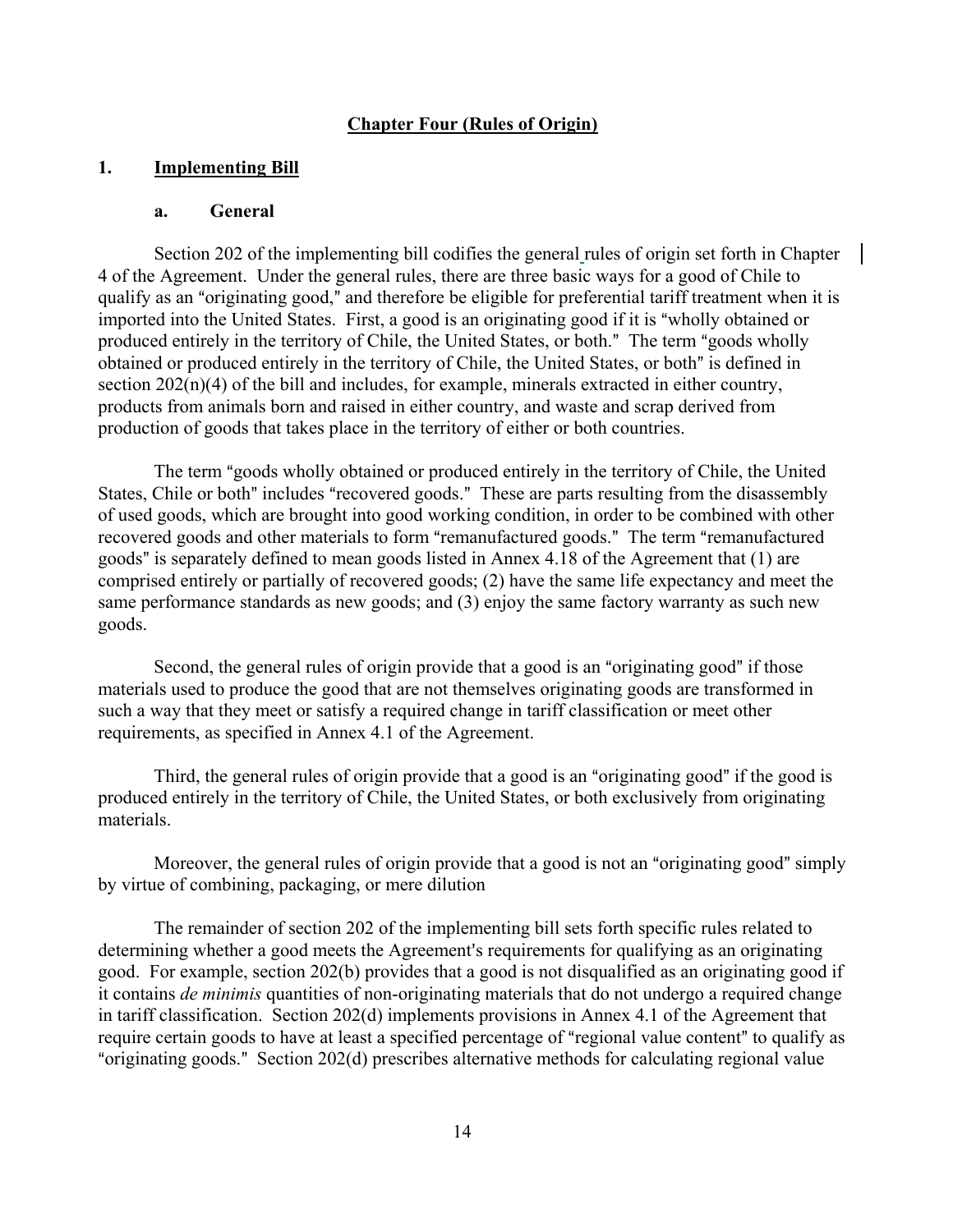## Chapter Four (Rules of Origin)

### 1. Implementing Bill

#### a. General

Section 202 of the implementing bill codifies the general rules of origin set forth in Chapter 4 of the Agreement. Under the general rules, there are three basic ways for a good of Chile to qualify as an "originating good," and therefore be eligible for preferential tariff treatment when it is imported into the United States. First, a good is an originating good if it is "wholly obtained or produced entirely in the territory of Chile, the United States, or both." The term "goods wholly obtained or produced entirely in the territory of Chile, the United States, or both" is defined in section 202(n)(4) of the bill and includes, for example, minerals extracted in either country, products from animals born and raised in either country, and waste and scrap derived from production of goods that takes place in the territory of either or both countries.

The term "goods wholly obtained or produced entirely in the territory of Chile, the United States, Chile or both" includes "recovered goods." These are parts resulting from the disassembly of used goods, which are brought into good working condition, in order to be combined with other recovered goods and other materials to form "remanufactured goods." The term "remanufactured goods" is separately defined to mean goods listed in Annex 4.18 of the Agreement that (1) are comprised entirely or partially of recovered goods; (2) have the same life expectancy and meet the same performance standards as new goods; and (3) enjoy the same factory warranty as such new goods.

Second, the general rules of origin provide that a good is an "originating good" if those materials used to produce the good that are not themselves originating goods are transformed in such a way that they meet or satisfy a required change in tariff classification or meet other requirements, as specified in Annex 4.1 of the Agreement.

Third, the general rules of origin provide that a good is an "originating good" if the good is produced entirely in the territory of Chile, the United States, or both exclusively from originating materials.

Moreover, the general rules of origin provide that a good is not an "originating good" simply by virtue of combining, packaging, or mere dilution

The remainder of section 202 of the implementing bill sets forth specific rules related to determining whether a good meets the Agreement's requirements for qualifying as an originating good. For example, section 202(b) provides that a good is not disqualified as an originating good if it contains *de minimis* quantities of non-originating materials that do not undergo a required change in tariff classification. Section 202(d) implements provisions in Annex 4.1 of the Agreement that require certain goods to have at least a specified percentage of "regional value content" to qualify as "originating goods." Section 202(d) prescribes alternative methods for calculating regional value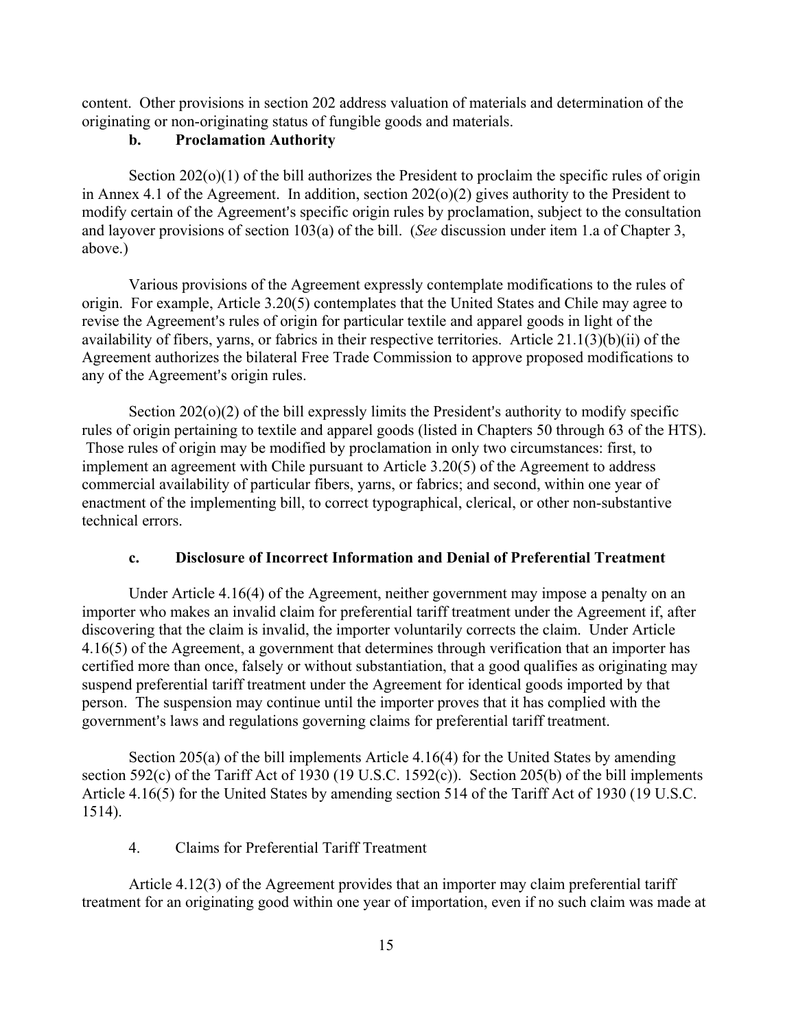content. Other provisions in section 202 address valuation of materials and determination of the originating or non-originating status of fungible goods and materials.

**b. Proclamation Authority**

Section 202(o)(1) of the bill authorizes the President to proclaim the specific rules of origin in Annex 4.1 of the Agreement. In addition, section 202(o)(2) gives authority to the President to modify certain of the Agreement's specific origin rules by proclamation, subject to the consultation and layover provisions of section 103(a) of the bill. (*See* discussion under item 1.a of Chapter 3, above.)

Various provisions of the Agreement expressly contemplate modifications to the rules of origin. For example, Article 3.20(5) contemplates that the United States and Chile may agree to revise the Agreement's rules of origin for particular textile and apparel goods in light of the availability of fibers, yarns, or fabrics in their respective territories. Article 21.1(3)(b)(ii) of the Agreement authorizes the bilateral Free Trade Commission to approve proposed modifications to any of the Agreement's origin rules.

Section 202(o)(2) of the bill expressly limits the President's authority to modify specific rules of origin pertaining to textile and apparel goods (listed in Chapters 50 through 63 of the HTS). Those rules of origin may be modified by proclamation in only two circumstances: first, to implement an agreement with Chile pursuant to Article 3.20(5) of the Agreement to address commercial availability of particular fibers, yarns, or fabrics; and second, within one year of enactment of the implementing bill, to correct typographical, clerical, or other non-substantive technical errors.

**c. Disclosure of Incorrect Information and Denial of Preferential Treatment**

Under Article 4.16(4) of the Agreement, neither government may impose a penalty on an importer who makes an invalid claim for preferential tariff treatment under the Agreement if, after discovering that the claim is invalid, the importer voluntarily corrects the claim. Under Article 4.16(5) of the Agreement, a government that determines through verification that an importer has certified more than once, falsely or without substantiation, that a good qualifies as originating may suspend preferential tariff treatment under the Agreement for identical goods imported by that person. The suspension may continue until the importer proves that it has complied with the government's laws and regulations governing claims for preferential tariff treatment.

Section 205(a) of the bill implements Article 4.16(4) for the United States by amending section 592(c) of the Tariff Act of 1930 (19 U.S.C. 1592(c)). Section 205(b) of the bill implements Article 4.16(5) for the United States by amending section 514 of the Tariff Act of 1930 (19 U.S.C. 1514).

4. Claims for Preferential Tariff Treatment

Article 4.12(3) of the Agreement provides that an importer may claim preferential tariff treatment for an originating good within one year of importation, even if no such claim was made at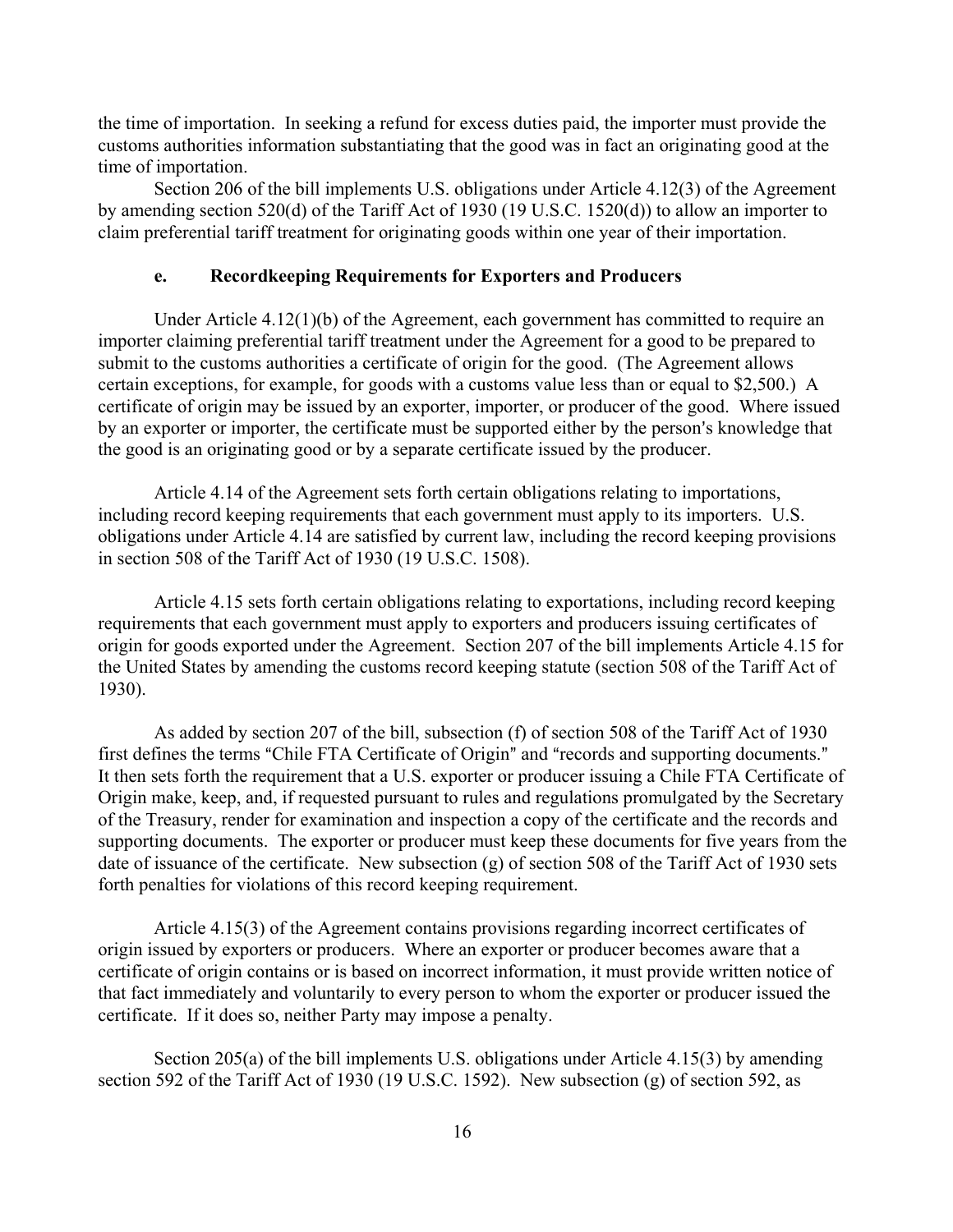the time of importation. In seeking a refund for excess duties paid, the importer must provide the customs authorities information substantiating that the good was in fact an originating good at the time of importation.

Section 206 of the bill implements U.S. obligations under Article 4.12(3) of the Agreement by amending section 520(d) of the Tariff Act of 1930 (19 U.S.C. 1520(d)) to allow an importer to claim preferential tariff treatment for originating goods within one year of their importation.

### e. Recordkeeping Requirements for Exporters and Producers

Under Article 4.12(1)(b) of the Agreement, each government has committed to require an importer claiming preferential tariff treatment under the Agreement for a good to be prepared to submit to the customs authorities a certificate of origin for the good. (The Agreement allows certain exceptions, for example, for goods with a customs value less than or equal to $2,500.) A certificate of origin may be issued by an exporter, importer, or producer of the good. Where issued by an exporter or importer, the certificate must be supported either by the person's knowledge that the good is an originating good or by a separate certificate issued by the producer.

Article 4.14 of the Agreement sets forth certain obligations relating to importations, including record keeping requirements that each government must apply to its importers. U.S. obligations under Article 4.14 are satisfied by current law, including the record keeping provisions in section 508 of the Tariff Act of 1930 (19 U.S.C. 1508).

Article 4.15 sets forth certain obligations relating to exportations, including record keeping requirements that each government must apply to exporters and producers issuing certificates of origin for goods exported under the Agreement. Section 207 of the bill implements Article 4.15 for the United States by amending the customs record keeping statute (section 508 of the Tariff Act of 1930).

As added by section 207 of the bill, subsection (f) of section 508 of the Tariff Act of 1930 first defines the terms "Chile FTA Certificate of Origin" and "records and supporting documents." It then sets forth the requirement that a U.S. exporter or producer issuing a Chile FTA Certificate of Origin make, keep, and, if requested pursuant to rules and regulations promulgated by the Secretary of the Treasury, render for examination and inspection a copy of the certificate and the records and supporting documents. The exporter or producer must keep these documents for five years from the date of issuance of the certificate. New subsection (g) of section 508 of the Tariff Act of 1930 sets forth penalties for violations of this record keeping requirement.

Article 4.15(3) of the Agreement contains provisions regarding incorrect certificates of origin issued by exporters or producers. Where an exporter or producer becomes aware that a certificate of origin contains or is based on incorrect information, it must provide written notice of that fact immediately and voluntarily to every person to whom the exporter or producer issued the certificate. If it does so, neither Party may impose a penalty.

Section 205(a) of the bill implements U.S. obligations under Article 4.15(3) by amending section 592 of the Tariff Act of 1930 (19 U.S.C. 1592). New subsection (g) of section 592, as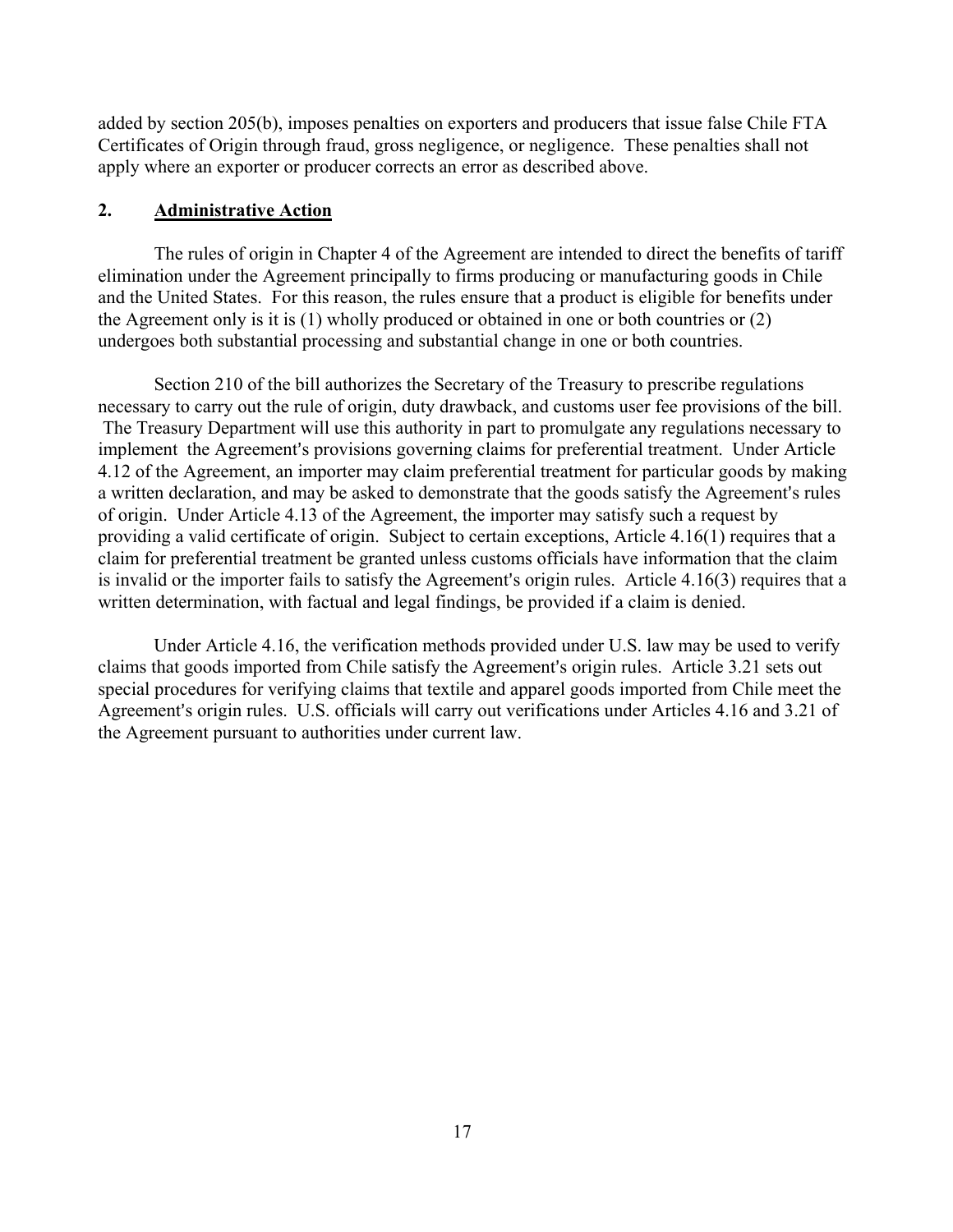added by section 205(b), imposes penalties on exporters and producers that issue false Chile FTA Certificates of Origin through fraud, gross negligence, or negligence. These penalties shall not apply where an exporter or producer corrects an error as described above.

## 2. Administrative Action

The rules of origin in Chapter 4 of the Agreement are intended to direct the benefits of tariff elimination under the Agreement principally to firms producing or manufacturing goods in Chile and the United States. For this reason, the rules ensure that a product is eligible for benefits under the Agreement only is it is (1) wholly produced or obtained in one or both countries or (2) undergoes both substantial processing and substantial change in one or both countries.

Section 210 of the bill authorizes the Secretary of the Treasury to prescribe regulations necessary to carry out the rule of origin, duty drawback, and customs user fee provisions of the bill. The Treasury Department will use this authority in part to promulgate any regulations necessary to implement the Agreement's provisions governing claims for preferential treatment. Under Article 4.12 of the Agreement, an importer may claim preferential treatment for particular goods by making a written declaration, and may be asked to demonstrate that the goods satisfy the Agreement's rules of origin. Under Article 4.13 of the Agreement, the importer may satisfy such a request by providing a valid certificate of origin. Subject to certain exceptions, Article 4.16(1) requires that a claim for preferential treatment be granted unless customs officials have information that the claim is invalid or the importer fails to satisfy the Agreement's origin rules. Article 4.16(3) requires that a written determination, with factual and legal findings, be provided if a claim is denied.

Under Article 4.16, the verification methods provided under U.S. law may be used to verify claims that goods imported from Chile satisfy the Agreement's origin rules. Article 3.21 sets out special procedures for verifying claims that textile and apparel goods imported from Chile meet the Agreement's origin rules. U.S. officials will carry out verifications under Articles 4.16 and 3.21 of the Agreement pursuant to authorities under current law.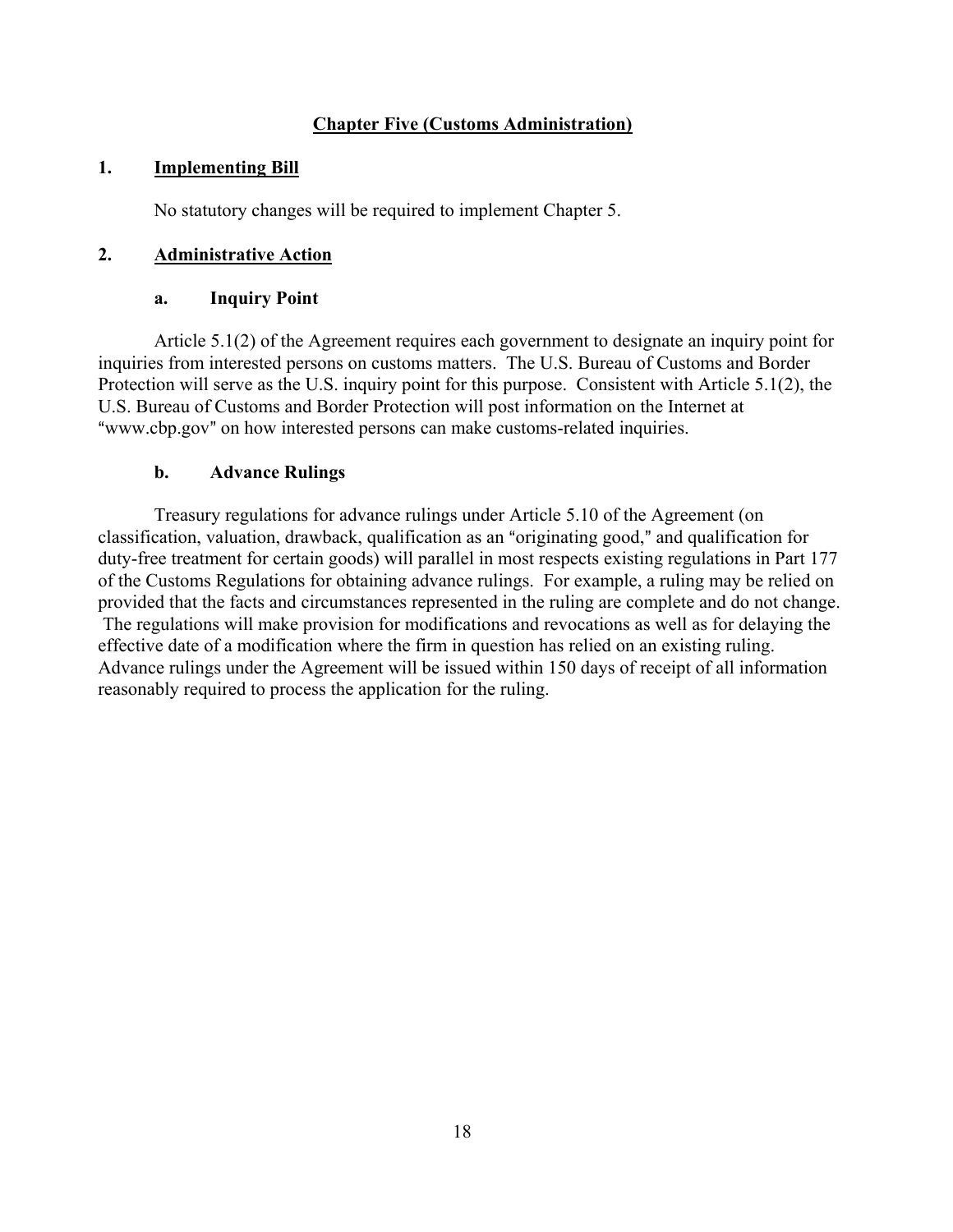## Chapter Five (Customs Administration)

### 1. Implementing Bill

No statutory changes will be required to implement Chapter 5.

### 2. Administrative Action

#### a. Inquiry Point

Article 5.1(2) of the Agreement requires each government to designate an inquiry point for inquiries from interested persons on customs matters. The U.S. Bureau of Customs and Border Protection will serve as the U.S. inquiry point for this purpose. Consistent with Article 5.1(2), the U.S. Bureau of Customs and Border Protection will post information on the Internet at "www.cbp.gov" on how interested persons can make customs-related inquiries.

#### b. Advance Rulings

Treasury regulations for advance rulings under Article 5.10 of the Agreement (on classification, valuation, drawback, qualification as an "originating good," and qualification for duty-free treatment for certain goods) will parallel in most respects existing regulations in Part 177 of the Customs Regulations for obtaining advance rulings. For example, a ruling may be relied on provided that the facts and circumstances represented in the ruling are complete and do not change. The regulations will make provision for modifications and revocations as well as for delaying the effective date of a modification where the firm in question has relied on an existing ruling. Advance rulings under the Agreement will be issued within 150 days of receipt of all information reasonably required to process the application for the ruling.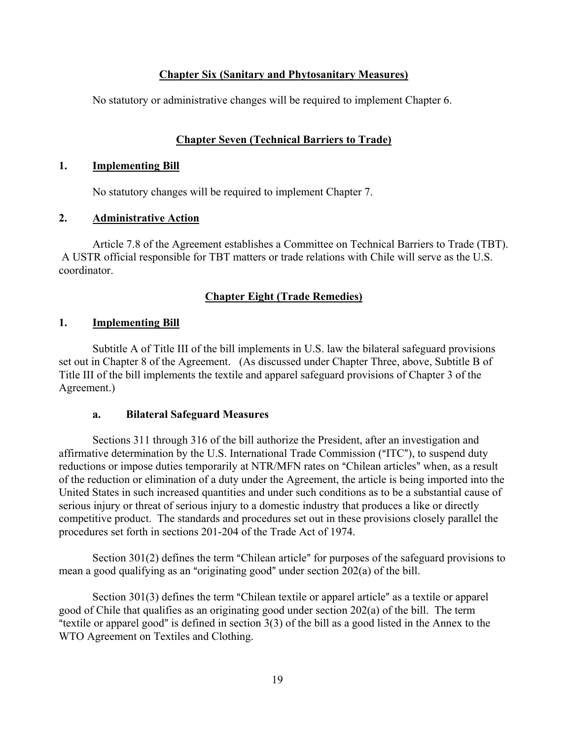## Chapter Six (Sanitary and Phytosanitary Measures)

No statutory or administrative changes will be required to implement Chapter 6.

## Chapter Seven (Technical Barriers to Trade)

### 1. Implementing Bill

No statutory changes will be required to implement Chapter 7.

### 2. Administrative Action

Article 7.8 of the Agreement establishes a Committee on Technical Barriers to Trade (TBT). A USTR official responsible for TBT matters or trade relations with Chile will serve as the U.S. coordinator.

## Chapter Eight (Trade Remedies)

### 1. Implementing Bill

Subtitle A of Title III of the bill implements in U.S. law the bilateral safeguard provisions set out in Chapter 8 of the Agreement. (As discussed under Chapter Three, above, Subtitle B of Title III of the bill implements the textile and apparel safeguard provisions of Chapter 3 of the Agreement.)

#### a. Bilateral Safeguard Measures

Sections 311 through 316 of the bill authorize the President, after an investigation and affirmative determination by the U.S. International Trade Commission ("ITC"), to suspend duty reductions or impose duties temporarily at NTR/MFN rates on "Chilean articles" when, as a result of the reduction or elimination of a duty under the Agreement, the article is being imported into the United States in such increased quantities and under such conditions as to be a substantial cause of serious injury or threat of serious injury to a domestic industry that produces a like or directly competitive product. The standards and procedures set out in these provisions closely parallel the procedures set forth in sections 201-204 of the Trade Act of 1974.

Section 301(2) defines the term "Chilean article" for purposes of the safeguard provisions to mean a good qualifying as an "originating good" under section 202(a) of the bill.

Section 301(3) defines the term "Chilean textile or apparel article" as a textile or apparel good of Chile that qualifies as an originating good under section 202(a) of the bill. The term "textile or apparel good" is defined in section 3(3) of the bill as a good listed in the Annex to the WTO Agreement on Textiles and Clothing.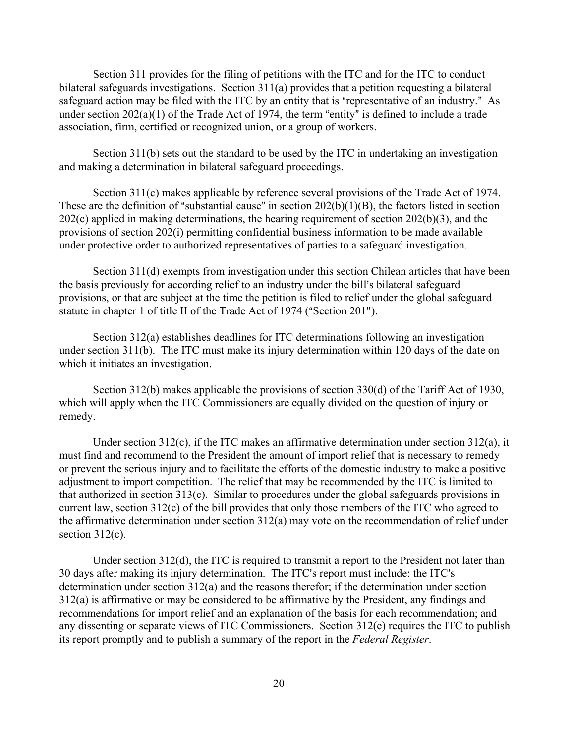Section 311 provides for the filing of petitions with the ITC and for the ITC to conduct bilateral safeguards investigations. Section 311(a) provides that a petition requesting a bilateral safeguard action may be filed with the ITC by an entity that is "representative of an industry." As under section 202(a)(1) of the Trade Act of 1974, the term "entity" is defined to include a trade association, firm, certified or recognized union, or a group of workers.

Section 311(b) sets out the standard to be used by the ITC in undertaking an investigation and making a determination in bilateral safeguard proceedings.

Section 311(c) makes applicable by reference several provisions of the Trade Act of 1974. These are the definition of "substantial cause" in section 202(b)(1)(B), the factors listed in section 202(c) applied in making determinations, the hearing requirement of section 202(b)(3), and the provisions of section 202(i) permitting confidential business information to be made available under protective order to authorized representatives of parties to a safeguard investigation.

Section 311(d) exempts from investigation under this section Chilean articles that have been the basis previously for according relief to an industry under the bill's bilateral safeguard provisions, or that are subject at the time the petition is filed to relief under the global safeguard statute in chapter 1 of title II of the Trade Act of 1974 ("Section 201").

Section 312(a) establishes deadlines for ITC determinations following an investigation under section 311(b). The ITC must make its injury determination within 120 days of the date on which it initiates an investigation.

Section 312(b) makes applicable the provisions of section 330(d) of the Tariff Act of 1930, which will apply when the ITC Commissioners are equally divided on the question of injury or remedy.

Under section 312(c), if the ITC makes an affirmative determination under section 312(a), it must find and recommend to the President the amount of import relief that is necessary to remedy or prevent the serious injury and to facilitate the efforts of the domestic industry to make a positive adjustment to import competition. The relief that may be recommended by the ITC is limited to that authorized in section 313(c). Similar to procedures under the global safeguards provisions in current law, section 312(c) of the bill provides that only those members of the ITC who agreed to the affirmative determination under section 312(a) may vote on the recommendation of relief under section 312(c).

Under section 312(d), the ITC is required to transmit a report to the President not later than 30 days after making its injury determination. The ITC's report must include: the ITC's determination under section 312(a) and the reasons therefor; if the determination under section 312(a) is affirmative or may be considered to be affirmative by the President, any findings and recommendations for import relief and an explanation of the basis for each recommendation; and any dissenting or separate views of ITC Commissioners. Section 312(e) requires the ITC to publish its report promptly and to publish a summary of the report in the *Federal Register*.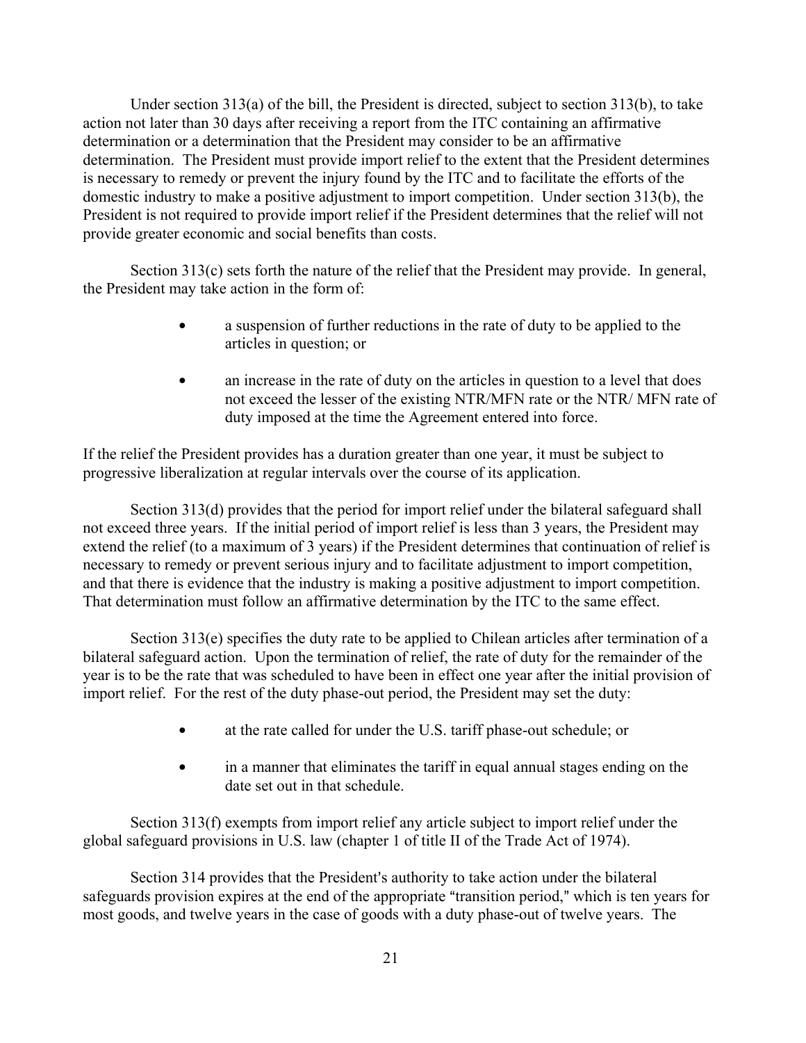Under section 313(a) of the bill, the President is directed, subject to section 313(b), to take action not later than 30 days after receiving a report from the ITC containing an affirmative determination or a determination that the President may consider to be an affirmative determination. The President must provide import relief to the extent that the President determines is necessary to remedy or prevent the injury found by the ITC and to facilitate the efforts of the domestic industry to make a positive adjustment to import competition. Under section 313(b), the President is not required to provide import relief if the President determines that the relief will not provide greater economic and social benefits than costs.

Section 313(c) sets forth the nature of the relief that the President may provide. In general, the President may take action in the form of:

- a suspension of further reductions in the rate of duty to be applied to the articles in question; or
- an increase in the rate of duty on the articles in question to a level that does not exceed the lesser of the existing NTR/MFN rate or the NTR/ MFN rate of duty imposed at the time the Agreement entered into force.

If the relief the President provides has a duration greater than one year, it must be subject to progressive liberalization at regular intervals over the course of its application.

Section 313(d) provides that the period for import relief under the bilateral safeguard shall not exceed three years. If the initial period of import relief is less than 3 years, the President may extend the relief (to a maximum of 3 years) if the President determines that continuation of relief is necessary to remedy or prevent serious injury and to facilitate adjustment to import competition, and that there is evidence that the industry is making a positive adjustment to import competition. That determination must follow an affirmative determination by the ITC to the same effect.

Section 313(e) specifies the duty rate to be applied to Chilean articles after termination of a bilateral safeguard action. Upon the termination of relief, the rate of duty for the remainder of the year is to be the rate that was scheduled to have been in effect one year after the initial provision of import relief. For the rest of the duty phase-out period, the President may set the duty:

- at the rate called for under the U.S. tariff phase-out schedule; or
- in a manner that eliminates the tariff in equal annual stages ending on the date set out in that schedule.

Section 313(f) exempts from import relief any article subject to import relief under the global safeguard provisions in U.S. law (chapter 1 of title II of the Trade Act of 1974).

Section 314 provides that the President's authority to take action under the bilateral safeguards provision expires at the end of the appropriate "transition period," which is ten years for most goods, and twelve years in the case of goods with a duty phase-out of twelve years. The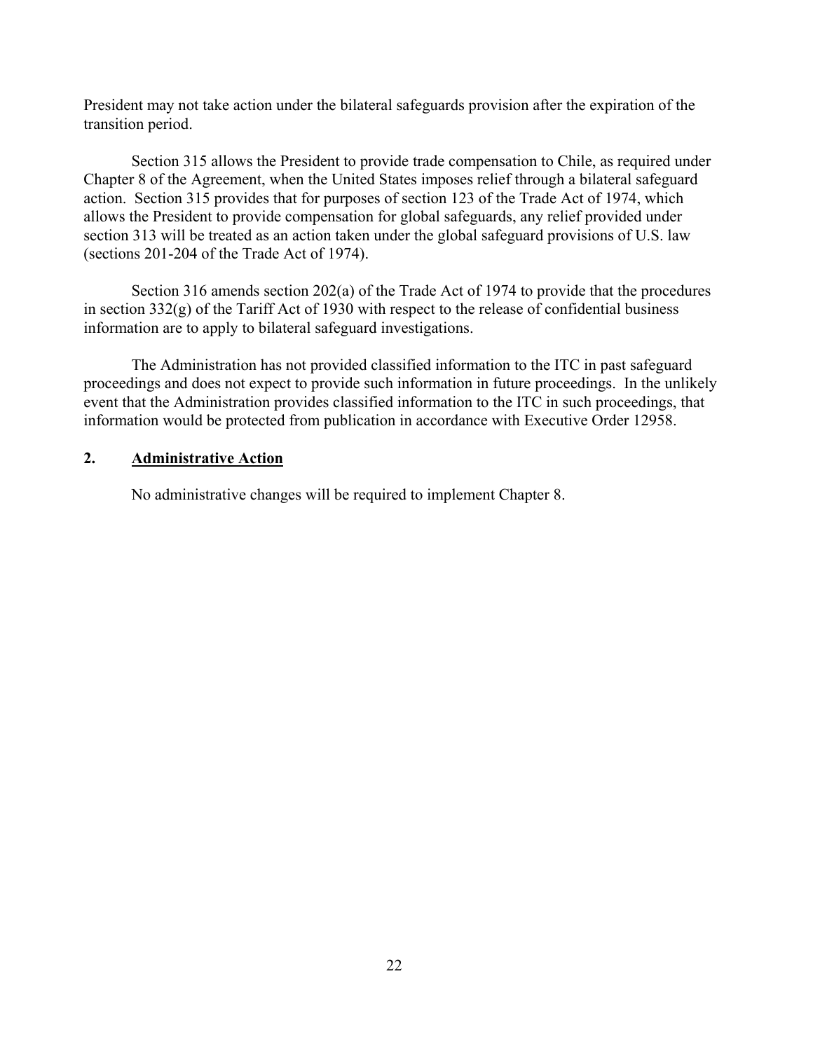President may not take action under the bilateral safeguards provision after the expiration of the transition period.

Section 315 allows the President to provide trade compensation to Chile, as required under Chapter 8 of the Agreement, when the United States imposes relief through a bilateral safeguard action. Section 315 provides that for purposes of section 123 of the Trade Act of 1974, which allows the President to provide compensation for global safeguards, any relief provided under section 313 will be treated as an action taken under the global safeguard provisions of U.S. law (sections 201-204 of the Trade Act of 1974).

Section 316 amends section 202(a) of the Trade Act of 1974 to provide that the procedures in section 332(g) of the Tariff Act of 1930 with respect to the release of confidential business information are to apply to bilateral safeguard investigations.

The Administration has not provided classified information to the ITC in past safeguard proceedings and does not expect to provide such information in future proceedings. In the unlikely event that the Administration provides classified information to the ITC in such proceedings, that information would be protected from publication in accordance with Executive Order 12958.

## 2. Administrative Action

No administrative changes will be required to implement Chapter 8.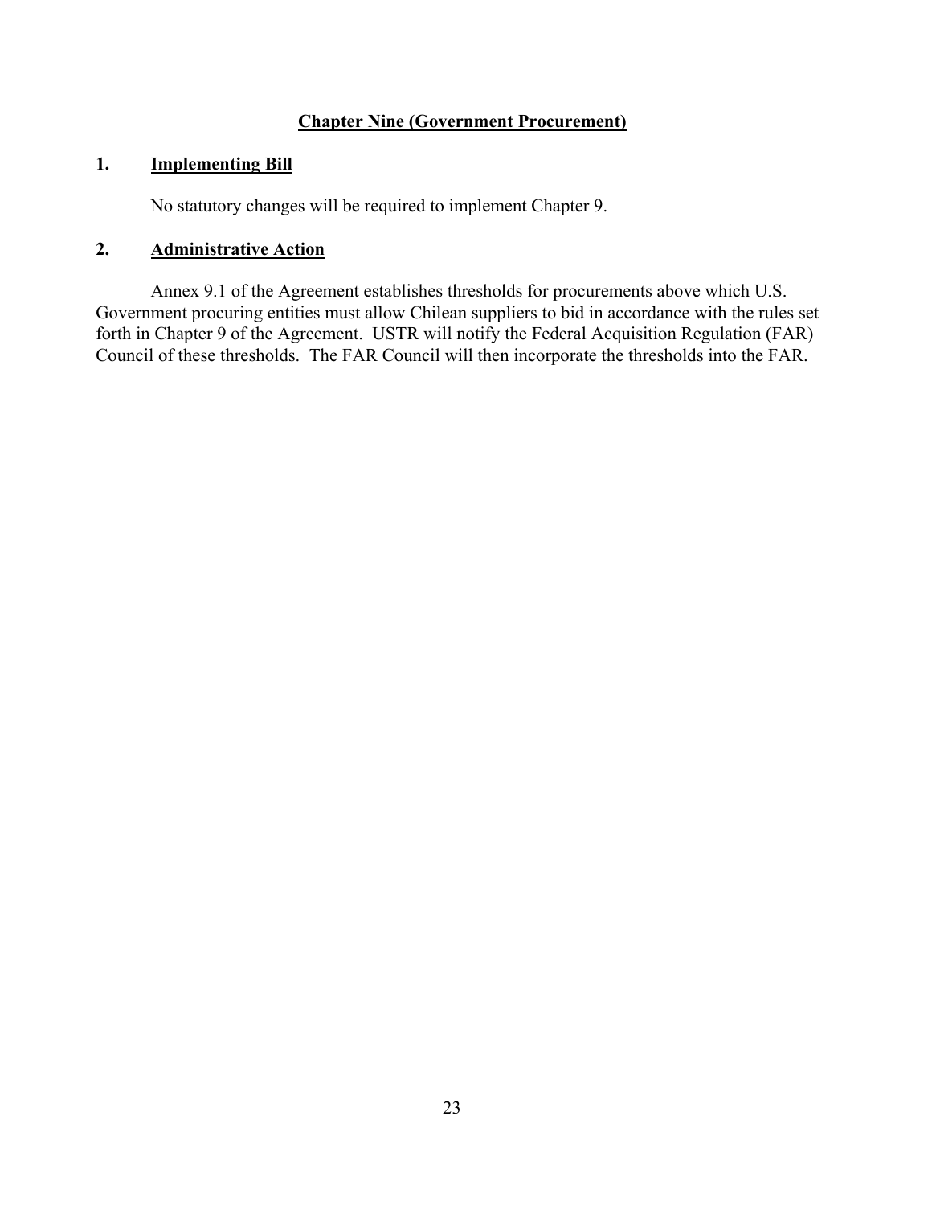## Chapter Nine (Government Procurement)

### 1. Implementing Bill

No statutory changes will be required to implement Chapter 9.

### 2. Administrative Action

Annex 9.1 of the Agreement establishes thresholds for procurements above which U.S. Government procuring entities must allow Chilean suppliers to bid in accordance with the rules set forth in Chapter 9 of the Agreement. USTR will notify the Federal Acquisition Regulation (FAR) Council of these thresholds. The FAR Council will then incorporate the thresholds into the FAR.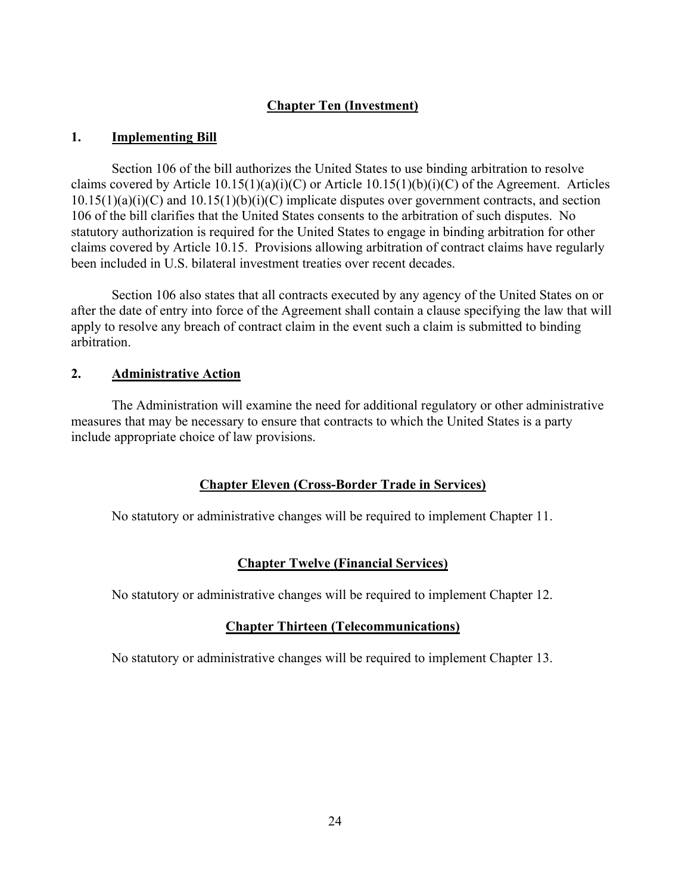## Chapter Ten (Investment)

### 1. Implementing Bill

Section 106 of the bill authorizes the United States to use binding arbitration to resolve claims covered by Article 10.15(1)(a)(i)(C) or Article 10.15(1)(b)(i)(C) of the Agreement. Articles 10.15(1)(a)(i)(C) and 10.15(1)(b)(i)(C) implicate disputes over government contracts, and section 106 of the bill clarifies that the United States consents to the arbitration of such disputes. No statutory authorization is required for the United States to engage in binding arbitration for other claims covered by Article 10.15. Provisions allowing arbitration of contract claims have regularly been included in U.S. bilateral investment treaties over recent decades.

Section 106 also states that all contracts executed by any agency of the United States on or after the date of entry into force of the Agreement shall contain a clause specifying the law that will apply to resolve any breach of contract claim in the event such a claim is submitted to binding arbitration.

### 2. Administrative Action

The Administration will examine the need for additional regulatory or other administrative measures that may be necessary to ensure that contracts to which the United States is a party include appropriate choice of law provisions.

## Chapter Eleven (Cross-Border Trade in Services)

No statutory or administrative changes will be required to implement Chapter 11.

## Chapter Twelve (Financial Services)

No statutory or administrative changes will be required to implement Chapter 12.

## Chapter Thirteen (Telecommunications)

No statutory or administrative changes will be required to implement Chapter 13.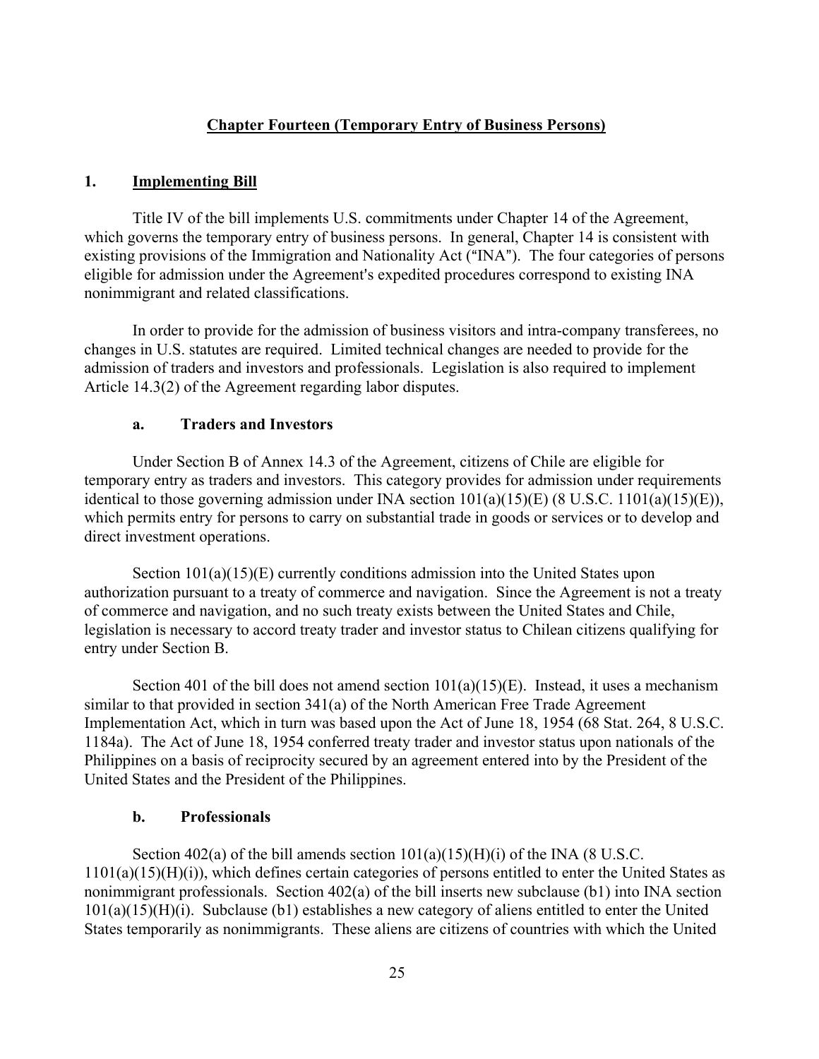## Chapter Fourteen (Temporary Entry of Business Persons)

### 1. Implementing Bill

Title IV of the bill implements U.S. commitments under Chapter 14 of the Agreement, which governs the temporary entry of business persons. In general, Chapter 14 is consistent with existing provisions of the Immigration and Nationality Act ("INA"). The four categories of persons eligible for admission under the Agreement's expedited procedures correspond to existing INA nonimmigrant and related classifications.

In order to provide for the admission of business visitors and intra-company transferees, no changes in U.S. statutes are required. Limited technical changes are needed to provide for the admission of traders and investors and professionals. Legislation is also required to implement Article 14.3(2) of the Agreement regarding labor disputes.

#### a. Traders and Investors

Under Section B of Annex 14.3 of the Agreement, citizens of Chile are eligible for temporary entry as traders and investors. This category provides for admission under requirements identical to those governing admission under INA section 101(a)(15)(E) (8 U.S.C. 1101(a)(15)(E)), which permits entry for persons to carry on substantial trade in goods or services or to develop and direct investment operations.

Section 101(a)(15)(E) currently conditions admission into the United States upon authorization pursuant to a treaty of commerce and navigation. Since the Agreement is not a treaty of commerce and navigation, and no such treaty exists between the United States and Chile, legislation is necessary to accord treaty trader and investor status to Chilean citizens qualifying for entry under Section B.

Section 401 of the bill does not amend section 101(a)(15)(E). Instead, it uses a mechanism similar to that provided in section 341(a) of the North American Free Trade Agreement Implementation Act, which in turn was based upon the Act of June 18, 1954 (68 Stat. 264, 8 U.S.C. 1184a). The Act of June 18, 1954 conferred treaty trader and investor status upon nationals of the Philippines on a basis of reciprocity secured by an agreement entered into by the President of the United States and the President of the Philippines.

#### b. Professionals

Section 402(a) of the bill amends section 101(a)(15)(H)(i) of the INA (8 U.S.C. 1101(a)(15)(H)(i)), which defines certain categories of persons entitled to enter the United States as nonimmigrant professionals. Section 402(a) of the bill inserts new subclause (b1) into INA section 101(a)(15)(H)(i). Subclause (b1) establishes a new category of aliens entitled to enter the United States temporarily as nonimmigrants. These aliens are citizens of countries with which the United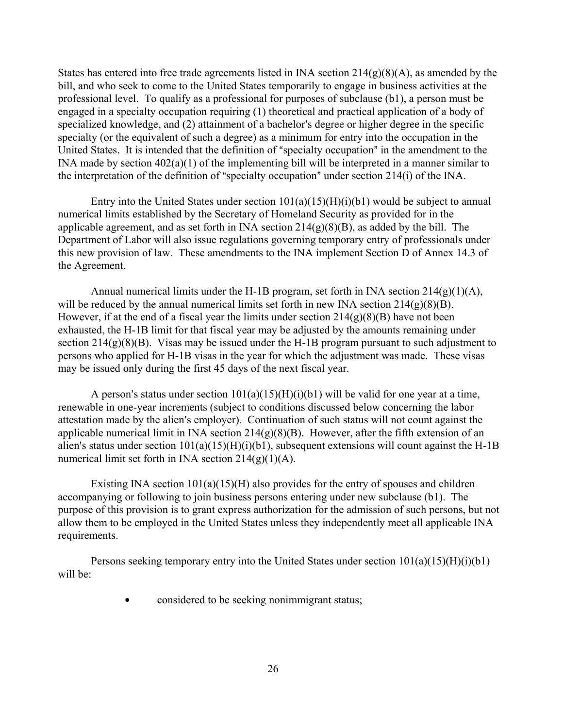States has entered into free trade agreements listed in INA section 214(g)(8)(A), as amended by the bill, and who seek to come to the United States temporarily to engage in business activities at the professional level. To qualify as a professional for purposes of subclause (b1), a person must be engaged in a specialty occupation requiring (1) theoretical and practical application of a body of specialized knowledge, and (2) attainment of a bachelor's degree or higher degree in the specific specialty (or the equivalent of such a degree) as a minimum for entry into the occupation in the United States. It is intended that the definition of "specialty occupation" in the amendment to the INA made by section 402(a)(1) of the implementing bill will be interpreted in a manner similar to the interpretation of the definition of "specialty occupation" under section 214(i) of the INA.

Entry into the United States under section 101(a)(15)(H)(i)(b1) would be subject to annual numerical limits established by the Secretary of Homeland Security as provided for in the applicable agreement, and as set forth in INA section 214(g)(8)(B), as added by the bill. The Department of Labor will also issue regulations governing temporary entry of professionals under this new provision of law. These amendments to the INA implement Section D of Annex 14.3 of the Agreement.

Annual numerical limits under the H-1B program, set forth in INA section 214(g)(1)(A), will be reduced by the annual numerical limits set forth in new INA section 214(g)(8)(B). However, if at the end of a fiscal year the limits under section 214(g)(8)(B) have not been exhausted, the H-1B limit for that fiscal year may be adjusted by the amounts remaining under section 214(g)(8)(B). Visas may be issued under the H-1B program pursuant to such adjustment to persons who applied for H-1B visas in the year for which the adjustment was made. These visas may be issued only during the first 45 days of the next fiscal year.

A person's status under section 101(a)(15)(H)(i)(b1) will be valid for one year at a time, renewable in one-year increments (subject to conditions discussed below concerning the labor attestation made by the alien's employer). Continuation of such status will not count against the applicable numerical limit in INA section 214(g)(8)(B). However, after the fifth extension of an alien's status under section 101(a)(15)(H)(i)(b1), subsequent extensions will count against the H-1B numerical limit set forth in INA section 214(g)(1)(A).

Existing INA section 101(a)(15)(H) also provides for the entry of spouses and children accompanying or following to join business persons entering under new subclause (b1). The purpose of this provision is to grant express authorization for the admission of such persons, but not allow them to be employed in the United States unless they independently meet all applicable INA requirements.

Persons seeking temporary entry into the United States under section 101(a)(15)(H)(i)(b1) will be:

- considered to be seeking nonimmigrant status;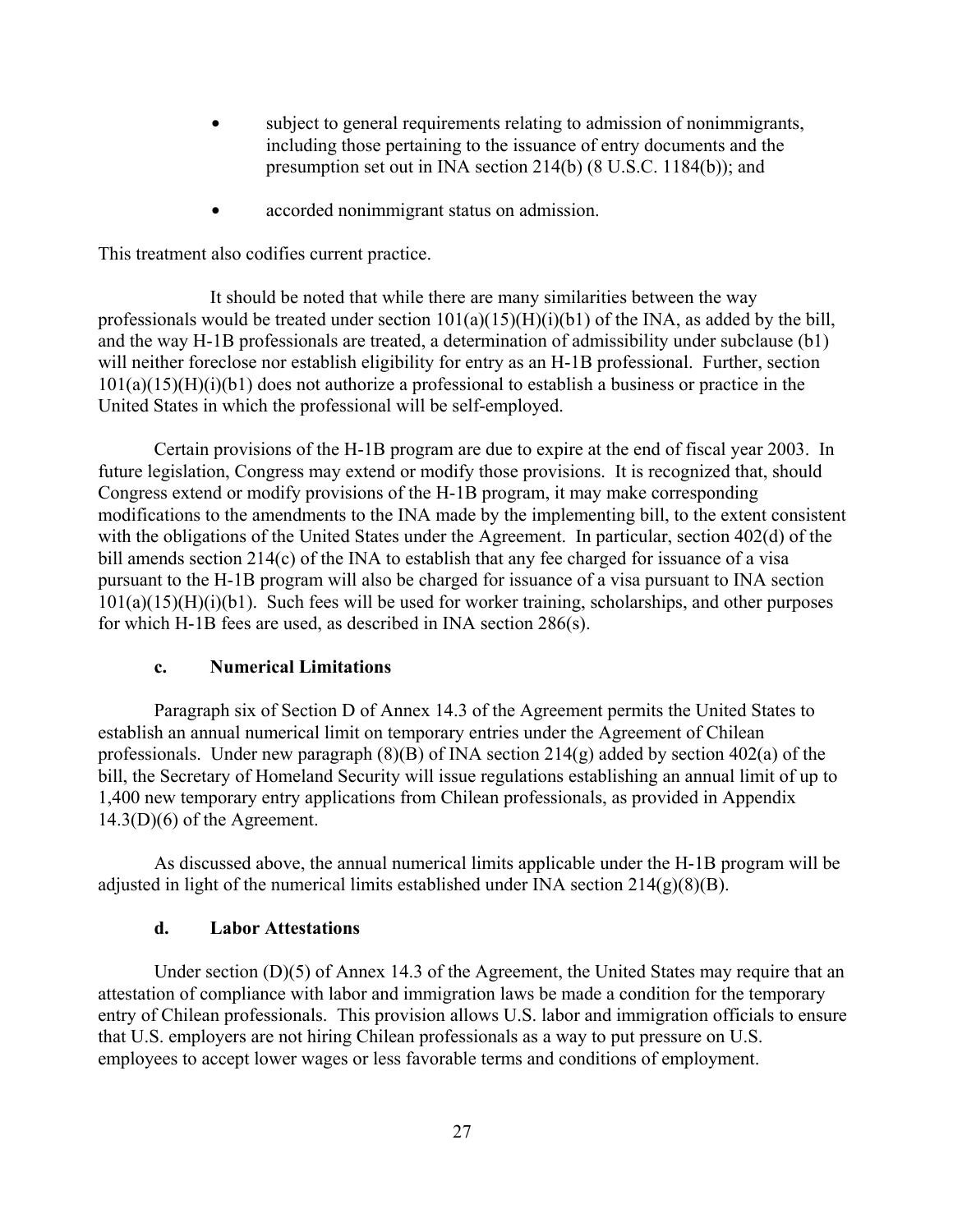- subject to general requirements relating to admission of nonimmigrants, including those pertaining to the issuance of entry documents and the presumption set out in INA section 214(b) (8 U.S.C. 1184(b)); and

- accorded nonimmigrant status on admission.

This treatment also codifies current practice.

It should be noted that while there are many similarities between the way professionals would be treated under section 101(a)(15)(H)(i)(b1) of the INA, as added by the bill, and the way H-1B professionals are treated, a determination of admissibility under subclause (b1) will neither foreclose nor establish eligibility for entry as an H-1B professional. Further, section 101(a)(15)(H)(i)(b1) does not authorize a professional to establish a business or practice in the United States in which the professional will be self-employed.

Certain provisions of the H-1B program are due to expire at the end of fiscal year 2003. In future legislation, Congress may extend or modify those provisions. It is recognized that, should Congress extend or modify provisions of the H-1B program, it may make corresponding modifications to the amendments to the INA made by the implementing bill, to the extent consistent with the obligations of the United States under the Agreement. In particular, section 402(d) of the bill amends section 214(c) of the INA to establish that any fee charged for issuance of a visa pursuant to the H-1B program will also be charged for issuance of a visa pursuant to INA section 101(a)(15)(H)(i)(b1). Such fees will be used for worker training, scholarships, and other purposes for which H-1B fees are used, as described in INA section 286(s).

#### c. Numerical Limitations

Paragraph six of Section D of Annex 14.3 of the Agreement permits the United States to establish an annual numerical limit on temporary entries under the Agreement of Chilean professionals. Under new paragraph (8)(B) of INA section 214(g) added by section 402(a) of the bill, the Secretary of Homeland Security will issue regulations establishing an annual limit of up to 1,400 new temporary entry applications from Chilean professionals, as provided in Appendix 14.3(D)(6) of the Agreement.

As discussed above, the annual numerical limits applicable under the H-1B program will be adjusted in light of the numerical limits established under INA section 214(g)(8)(B).

#### d. Labor Attestations

Under section (D)(5) of Annex 14.3 of the Agreement, the United States may require that an attestation of compliance with labor and immigration laws be made a condition for the temporary entry of Chilean professionals. This provision allows U.S. labor and immigration officials to ensure that U.S. employers are not hiring Chilean professionals as a way to put pressure on U.S. employees to accept lower wages or less favorable terms and conditions of employment.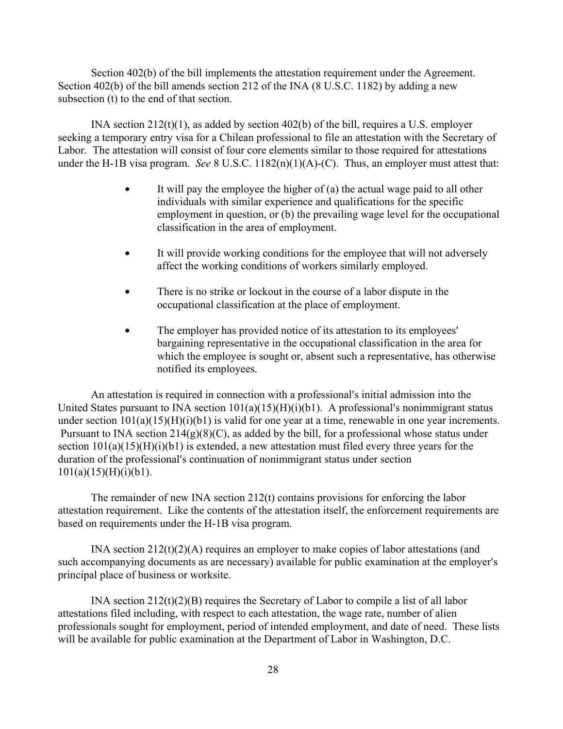Section 402(b) of the bill implements the attestation requirement under the Agreement. Section 402(b) of the bill amends section 212 of the INA (8 U.S.C. 1182) by adding a new subsection (t) to the end of that section.

INA section 212(t)(1), as added by section 402(b) of the bill, requires a U.S. employer seeking a temporary entry visa for a Chilean professional to file an attestation with the Secretary of Labor. The attestation will consist of four core elements similar to those required for attestations under the H-1B visa program. *See* 8 U.S.C. 1182(n)(1)(A)-(C). Thus, an employer must attest that:

- It will pay the employee the higher of (a) the actual wage paid to all other individuals with similar experience and qualifications for the specific employment in question, or (b) the prevailing wage level for the occupational classification in the area of employment.
- It will provide working conditions for the employee that will not adversely affect the working conditions of workers similarly employed.
- There is no strike or lockout in the course of a labor dispute in the occupational classification at the place of employment.
- The employer has provided notice of its attestation to its employees' bargaining representative in the occupational classification in the area for which the employee is sought or, absent such a representative, has otherwise notified its employees.

An attestation is required in connection with a professional's initial admission into the United States pursuant to INA section 101(a)(15)(H)(i)(b1). A professional's nonimmigrant status under section 101(a)(15)(H)(i)(b1) is valid for one year at a time, renewable in one year increments. Pursuant to INA section 214(g)(8)(C), as added by the bill, for a professional whose status under section 101(a)(15)(H)(i)(b1) is extended, a new attestation must filed every three years for the duration of the professional's continuation of nonimmigrant status under section 101(a)(15)(H)(i)(b1).

The remainder of new INA section 212(t) contains provisions for enforcing the labor attestation requirement. Like the contents of the attestation itself, the enforcement requirements are based on requirements under the H-1B visa program.

INA section 212(t)(2)(A) requires an employer to make copies of labor attestations (and such accompanying documents as are necessary) available for public examination at the employer's principal place of business or worksite.

INA section 212(t)(2)(B) requires the Secretary of Labor to compile a list of all labor attestations filed including, with respect to each attestation, the wage rate, number of alien professionals sought for employment, period of intended employment, and date of need. These lists will be available for public examination at the Department of Labor in Washington, D.C.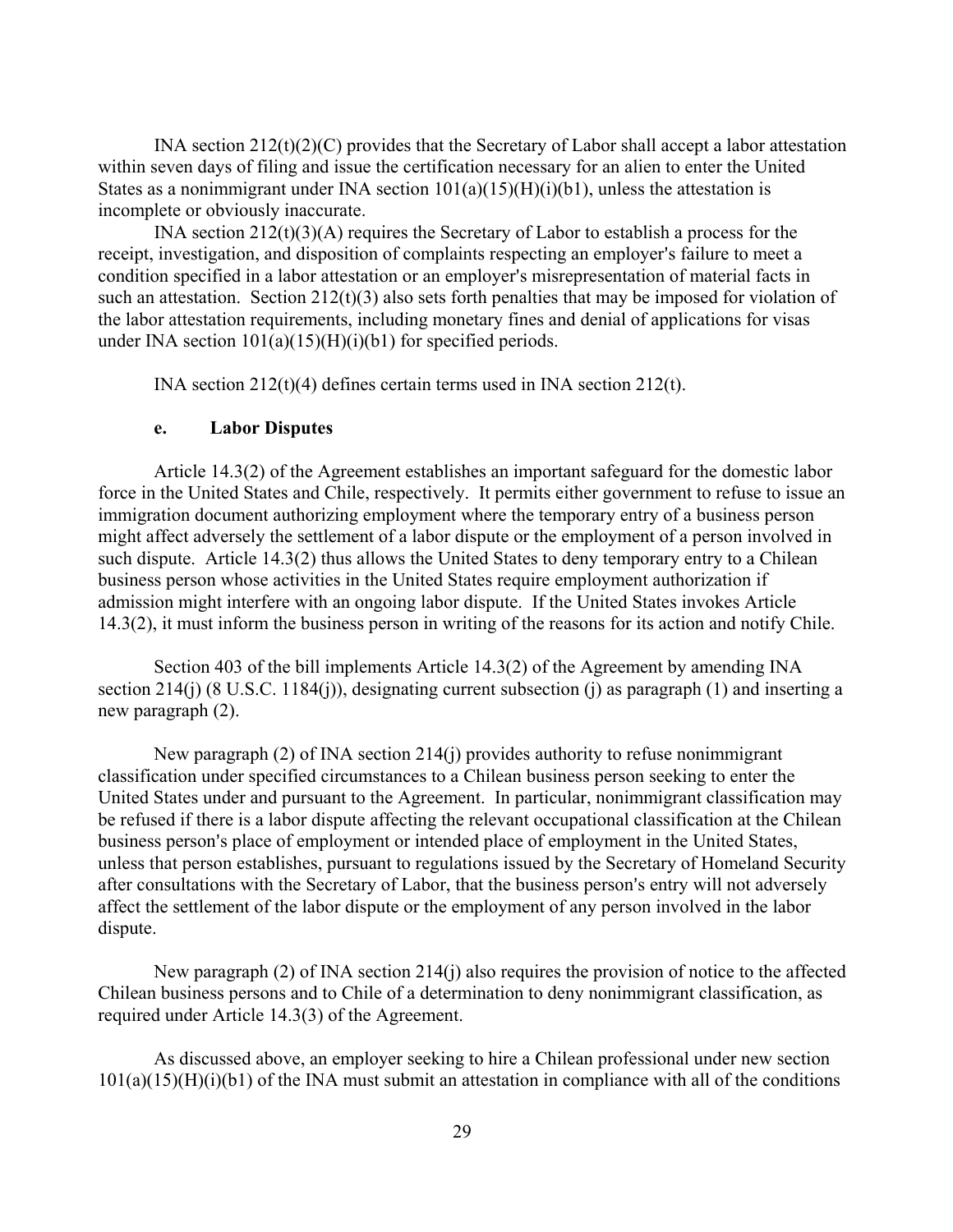INA section 212(t)(2)(C) provides that the Secretary of Labor shall accept a labor attestation within seven days of filing and issue the certification necessary for an alien to enter the United States as a nonimmigrant under INA section 101(a)(15)(H)(i)(b1), unless the attestation is incomplete or obviously inaccurate.

INA section 212(t)(3)(A) requires the Secretary of Labor to establish a process for the receipt, investigation, and disposition of complaints respecting an employer's failure to meet a condition specified in a labor attestation or an employer's misrepresentation of material facts in such an attestation. Section 212(t)(3) also sets forth penalties that may be imposed for violation of the labor attestation requirements, including monetary fines and denial of applications for visas under INA section 101(a)(15)(H)(i)(b1) for specified periods.

INA section 212(t)(4) defines certain terms used in INA section 212(t).

### e. Labor Disputes

Article 14.3(2) of the Agreement establishes an important safeguard for the domestic labor force in the United States and Chile, respectively. It permits either government to refuse to issue an immigration document authorizing employment where the temporary entry of a business person might affect adversely the settlement of a labor dispute or the employment of a person involved in such dispute. Article 14.3(2) thus allows the United States to deny temporary entry to a Chilean business person whose activities in the United States require employment authorization if admission might interfere with an ongoing labor dispute. If the United States invokes Article 14.3(2), it must inform the business person in writing of the reasons for its action and notify Chile.

Section 403 of the bill implements Article 14.3(2) of the Agreement by amending INA section 214(j) (8 U.S.C. 1184(j)), designating current subsection (j) as paragraph (1) and inserting a new paragraph (2).

New paragraph (2) of INA section 214(j) provides authority to refuse nonimmigrant classification under specified circumstances to a Chilean business person seeking to enter the United States under and pursuant to the Agreement. In particular, nonimmigrant classification may be refused if there is a labor dispute affecting the relevant occupational classification at the Chilean business person's place of employment or intended place of employment in the United States, unless that person establishes, pursuant to regulations issued by the Secretary of Homeland Security after consultations with the Secretary of Labor, that the business person's entry will not adversely affect the settlement of the labor dispute or the employment of any person involved in the labor dispute.

New paragraph (2) of INA section 214(j) also requires the provision of notice to the affected Chilean business persons and to Chile of a determination to deny nonimmigrant classification, as required under Article 14.3(3) of the Agreement.

As discussed above, an employer seeking to hire a Chilean professional under new section 101(a)(15)(H)(i)(b1) of the INA must submit an attestation in compliance with all of the conditions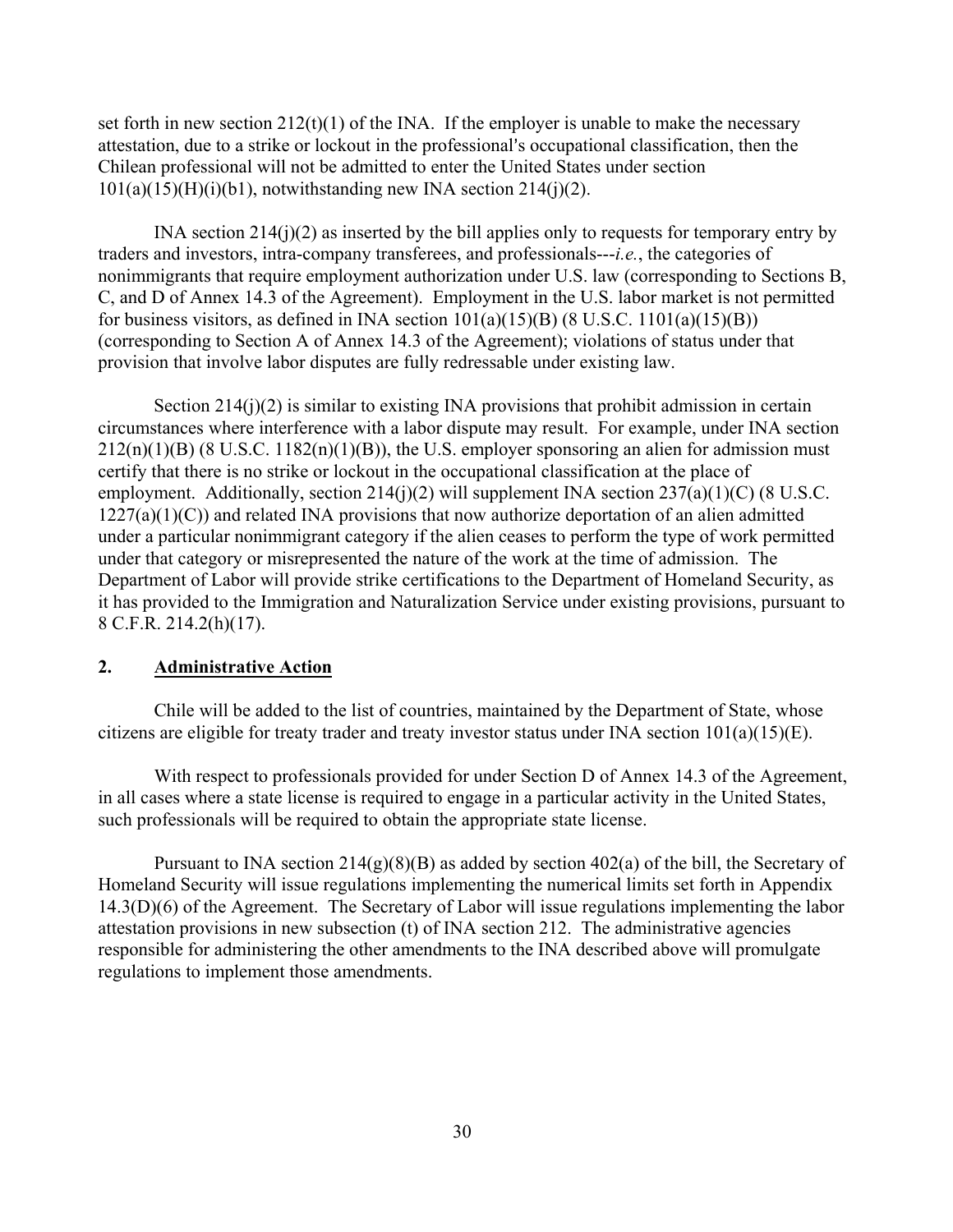set forth in new section 212(t)(1) of the INA. If the employer is unable to make the necessary attestation, due to a strike or lockout in the professional's occupational classification, then the Chilean professional will not be admitted to enter the United States under section 101(a)(15)(H)(i)(b1), notwithstanding new INA section 214(j)(2).

INA section 214(j)(2) as inserted by the bill applies only to requests for temporary entry by traders and investors, intra-company transferees, and professionals---*i.e.*, the categories of nonimmigrants that require employment authorization under U.S. law (corresponding to Sections B, C, and D of Annex 14.3 of the Agreement). Employment in the U.S. labor market is not permitted for business visitors, as defined in INA section 101(a)(15)(B) (8 U.S.C. 1101(a)(15)(B)) (corresponding to Section A of Annex 14.3 of the Agreement); violations of status under that provision that involve labor disputes are fully redressable under existing law.

Section 214(j)(2) is similar to existing INA provisions that prohibit admission in certain circumstances where interference with a labor dispute may result. For example, under INA section 212(n)(1)(B) (8 U.S.C. 1182(n)(1)(B)), the U.S. employer sponsoring an alien for admission must certify that there is no strike or lockout in the occupational classification at the place of employment. Additionally, section 214(j)(2) will supplement INA section 237(a)(1)(C) (8 U.S.C. 1227(a)(1)(C)) and related INA provisions that now authorize deportation of an alien admitted under a particular nonimmigrant category if the alien ceases to perform the type of work permitted under that category or misrepresented the nature of the work at the time of admission. The Department of Labor will provide strike certifications to the Department of Homeland Security, as it has provided to the Immigration and Naturalization Service under existing provisions, pursuant to 8 C.F.R. 214.2(h)(17).

## 2. Administrative Action

Chile will be added to the list of countries, maintained by the Department of State, whose citizens are eligible for treaty trader and treaty investor status under INA section 101(a)(15)(E).

With respect to professionals provided for under Section D of Annex 14.3 of the Agreement, in all cases where a state license is required to engage in a particular activity in the United States, such professionals will be required to obtain the appropriate state license.

Pursuant to INA section 214(g)(8)(B) as added by section 402(a) of the bill, the Secretary of Homeland Security will issue regulations implementing the numerical limits set forth in Appendix 14.3(D)(6) of the Agreement. The Secretary of Labor will issue regulations implementing the labor attestation provisions in new subsection (t) of INA section 212. The administrative agencies responsible for administering the other amendments to the INA described above will promulgate regulations to implement those amendments.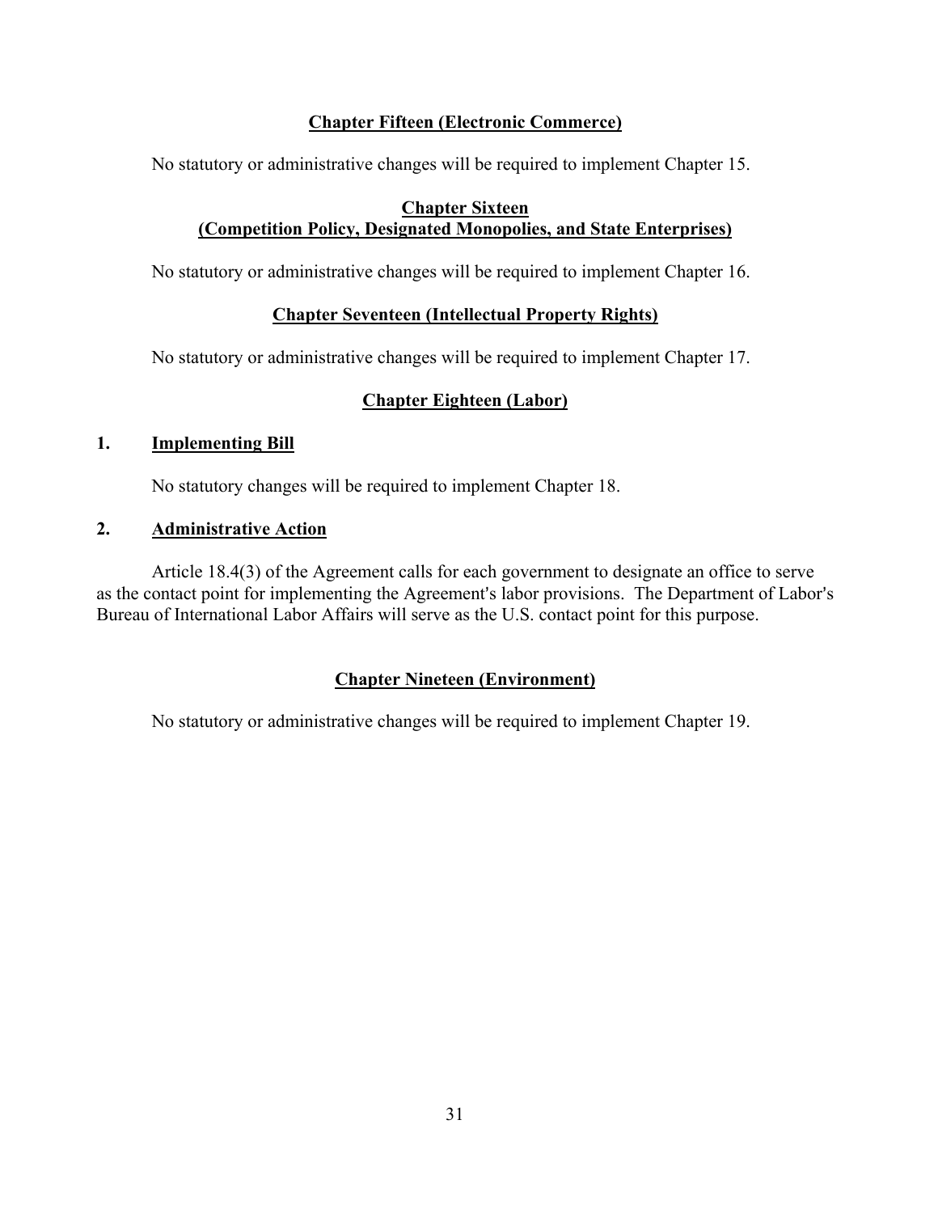## Chapter Fifteen (Electronic Commerce)

No statutory or administrative changes will be required to implement Chapter 15.

## Chapter Sixteen (Competition Policy, Designated Monopolies, and State Enterprises)

No statutory or administrative changes will be required to implement Chapter 16.

## Chapter Seventeen (Intellectual Property Rights)

No statutory or administrative changes will be required to implement Chapter 17.

## Chapter Eighteen (Labor)

### 1. Implementing Bill

No statutory changes will be required to implement Chapter 18.

### 2. Administrative Action

Article 18.4(3) of the Agreement calls for each government to designate an office to serve as the contact point for implementing the Agreement's labor provisions. The Department of Labor's Bureau of International Labor Affairs will serve as the U.S. contact point for this purpose.

## Chapter Nineteen (Environment)

No statutory or administrative changes will be required to implement Chapter 19.